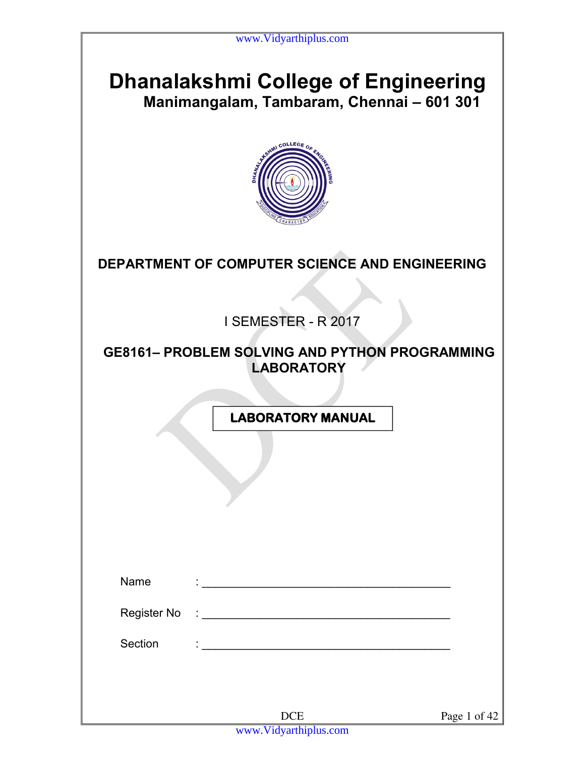# Dhanalakshmi College of Engineering

## Manimangalam, Tambaram, Chennai – 601 301

### DEPARTMENT OF COMPUTER SCIENCE AND ENGINEERING

I SEMESTER - R 2017

### GE8161– PROBLEM SOLVING AND PYTHON PROGRAMMING LABORATORY

**LABORATORY MANUAL**

Name : ________________________________________

Register No : ________________________________________

Section : ________________________________________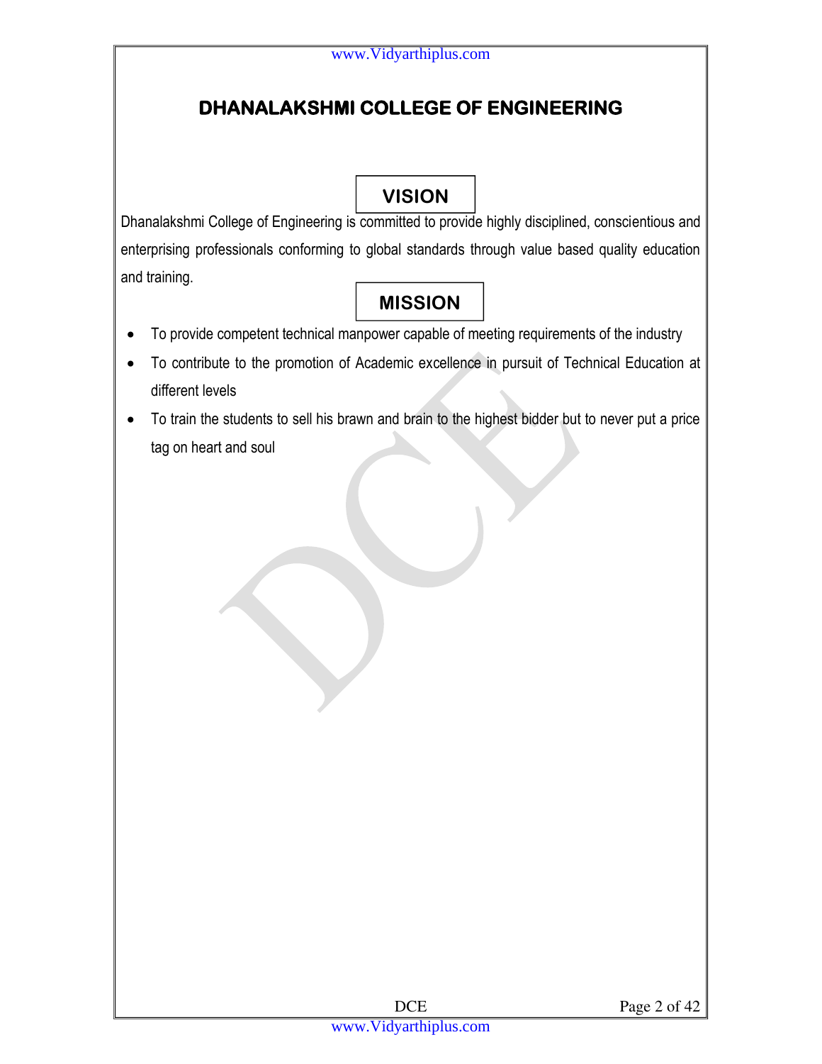# DHANALAKSHMI COLLEGE OF ENGINEERING

## VISION

Dhanalakshmi College of Engineering is committed to provide highly disciplined, conscientious and enterprising professionals conforming to global standards through value based quality education and training.

## MISSION

- To provide competent technical manpower capable of meeting requirements of the industry
- To contribute to the promotion of Academic excellence in pursuit of Technical Education at different levels
- To train the students to sell his brawn and brain to the highest bidder but to never put a price tag on heart and soul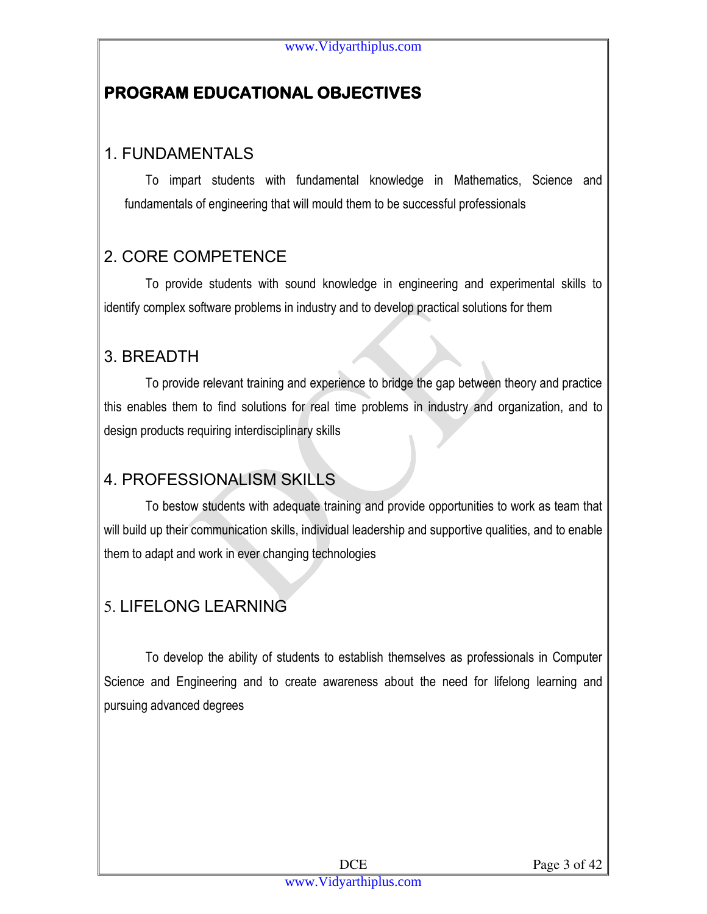# PROGRAM EDUCATIONAL OBJECTIVES

## 1. FUNDAMENTALS

To impart students with fundamental knowledge in Mathematics, Science and fundamentals of engineering that will mould them to be successful professionals

## 2. CORE COMPETENCE

To provide students with sound knowledge in engineering and experimental skills to identify complex software problems in industry and to develop practical solutions for them

## 3. BREADTH

To provide relevant training and experience to bridge the gap between theory and practice this enables them to find solutions for real time problems in industry and organization, and to design products requiring interdisciplinary skills

## 4. PROFESSIONALISM SKILLS

To bestow students with adequate training and provide opportunities to work as team that will build up their communication skills, individual leadership and supportive qualities, and to enable them to adapt and work in ever changing technologies

## 5. LIFELONG LEARNING

To develop the ability of students to establish themselves as professionals in Computer Science and Engineering and to create awareness about the need for lifelong learning and pursuing advanced degrees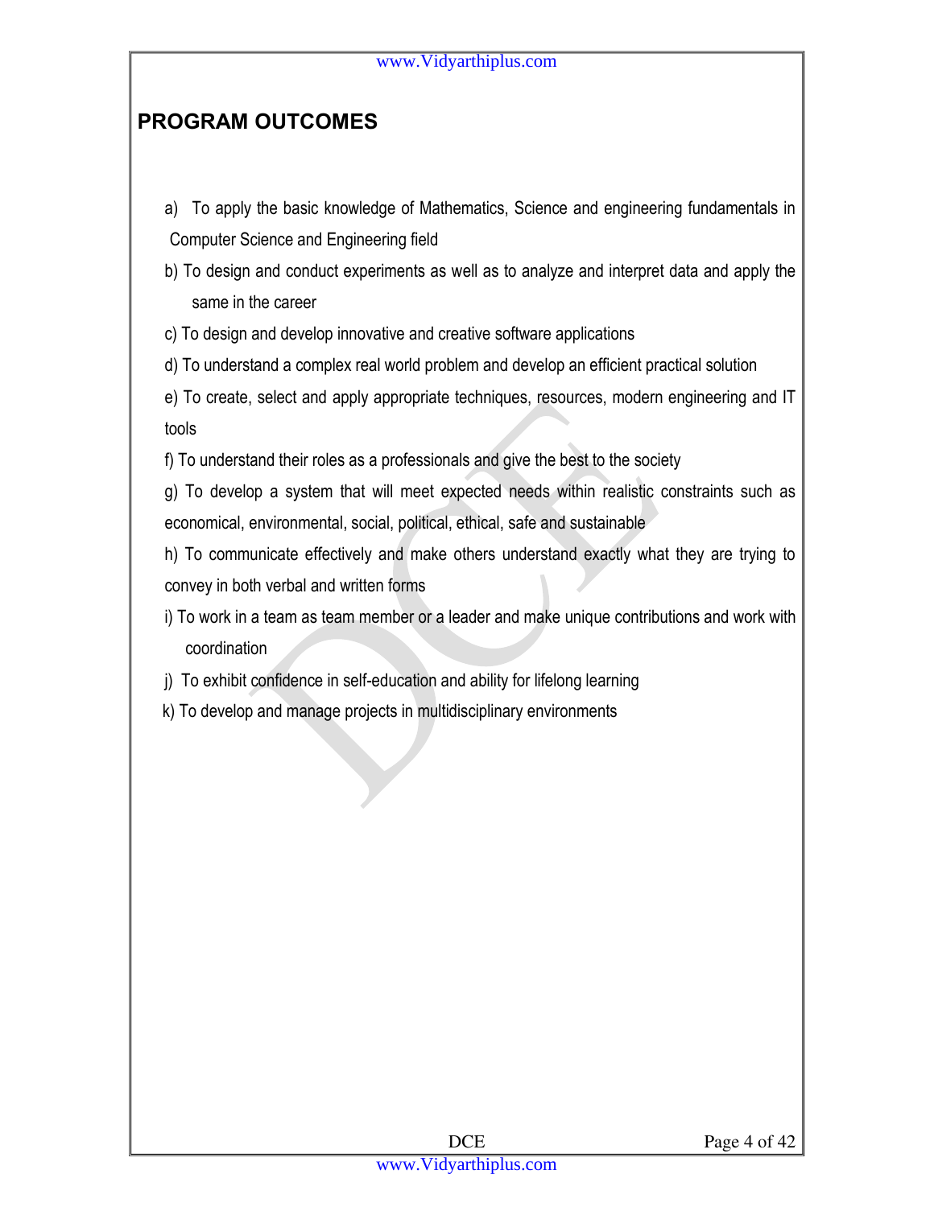## PROGRAM OUTCOMES

a) To apply the basic knowledge of Mathematics, Science and engineering fundamentals in Computer Science and Engineering field

b) To design and conduct experiments as well as to analyze and interpret data and apply the same in the career

c) To design and develop innovative and creative software applications

d) To understand a complex real world problem and develop an efficient practical solution

e) To create, select and apply appropriate techniques, resources, modern engineering and IT tools

f) To understand their roles as a professionals and give the best to the society

g) To develop a system that will meet expected needs within realistic constraints such as economical, environmental, social, political, ethical, safe and sustainable

h) To communicate effectively and make others understand exactly what they are trying to convey in both verbal and written forms

i) To work in a team as team member or a leader and make unique contributions and work with coordination

j) To exhibit confidence in self-education and ability for lifelong learning

k) To develop and manage projects in multidisciplinary environments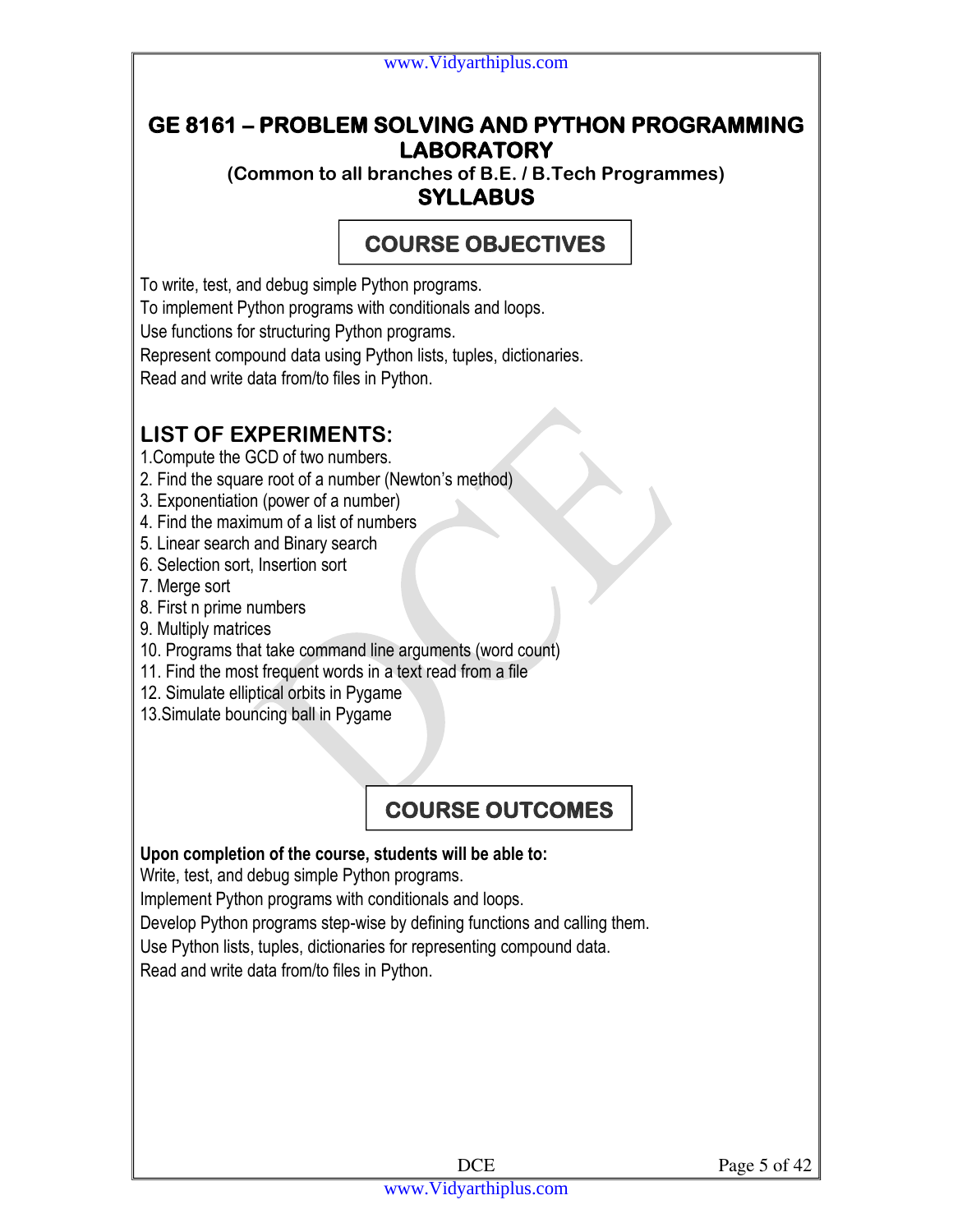# GE 8161 – PROBLEM SOLVING AND PYTHON PROGRAMMING LABORATORY

**(Common to all branches of B.E. / B.Tech Programmes)**

## SYLLABUS

## COURSE OBJECTIVES

To write, test, and debug simple Python programs.
To implement Python programs with conditionals and loops.
Use functions for structuring Python programs.
Represent compound data using Python lists, tuples, dictionaries.
Read and write data from/to files in Python.

## LIST OF EXPERIMENTS:

1. Compute the GCD of two numbers.
2. Find the square root of a number (Newton's method)
3. Exponentiation (power of a number)
4. Find the maximum of a list of numbers
5. Linear search and Binary search
6. Selection sort, Insertion sort
7. Merge sort
8. First n prime numbers
9. Multiply matrices
10. Programs that take command line arguments (word count)
11. Find the most frequent words in a text read from a file
12. Simulate elliptical orbits in Pygame
13. Simulate bouncing ball in Pygame

## COURSE OUTCOMES

**Upon completion of the course, students will be able to:**

Write, test, and debug simple Python programs.
Implement Python programs with conditionals and loops.
Develop Python programs step-wise by defining functions and calling them.
Use Python lists, tuples, dictionaries for representing compound data.
Read and write data from/to files in Python.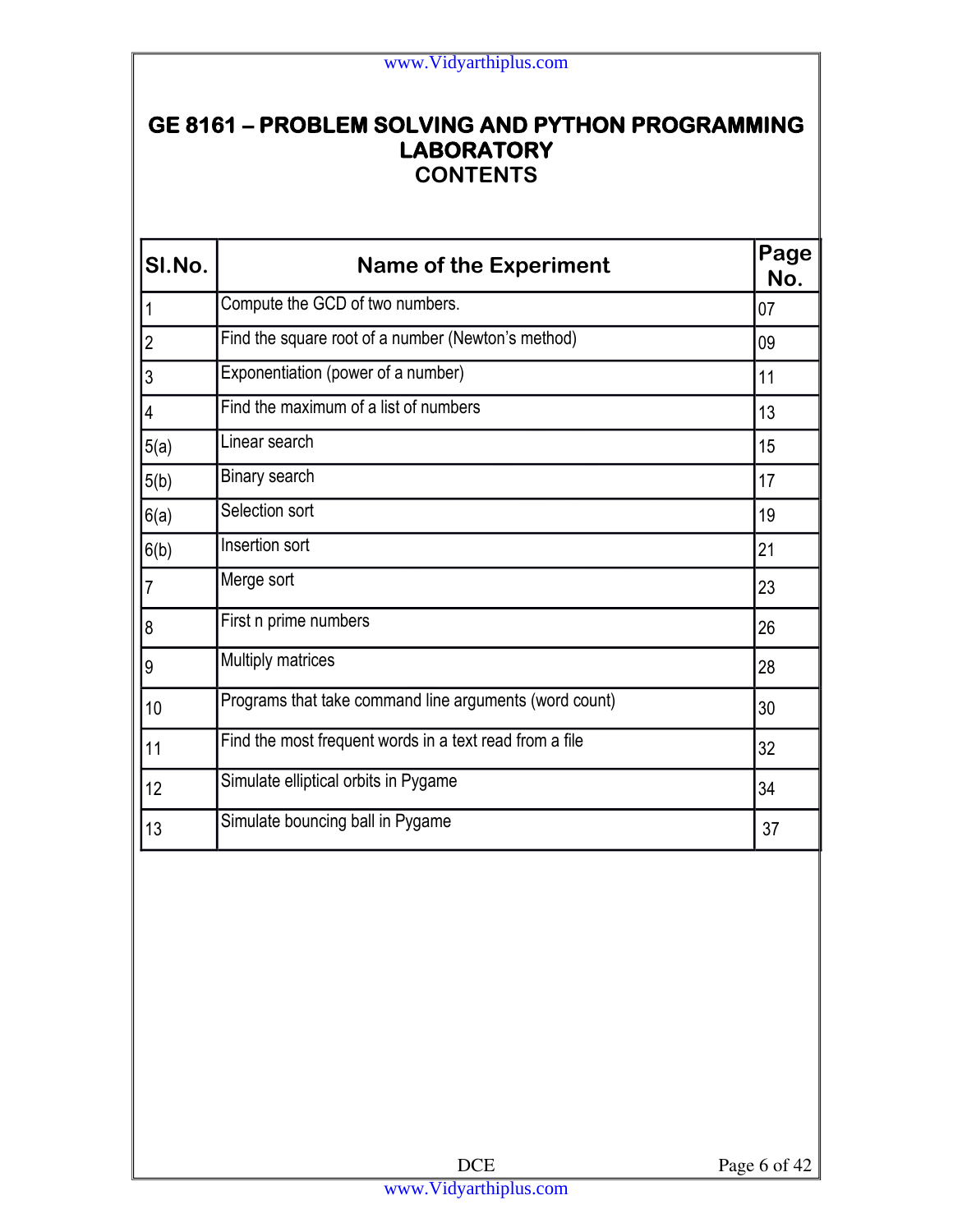# GE 8161 – PROBLEM SOLVING AND PYTHON PROGRAMMING LABORATORY

## CONTENTS

| Sl.No. | Name of the Experiment | Page No. |
|---|---|---|
| 1 | Compute the GCD of two numbers. | 07 |
| 2 | Find the square root of a number (Newton's method) | 09 |
| 3 | Exponentiation (power of a number) | 11 |
| 4 | Find the maximum of a list of numbers | 13 |
| 5(a) | Linear search | 15 |
| 5(b) | Binary search | 17 |
| 6(a) | Selection sort | 19 |
| 6(b) | Insertion sort | 21 |
| 7 | Merge sort | 23 |
| 8 | First n prime numbers | 26 |
| 9 | Multiply matrices | 28 |
| 10 | Programs that take command line arguments (word count) | 30 |
| 11 | Find the most frequent words in a text read from a file | 32 |
| 12 | Simulate elliptical orbits in Pygame | 34 |
| 13 | Simulate bouncing ball in Pygame | 37 |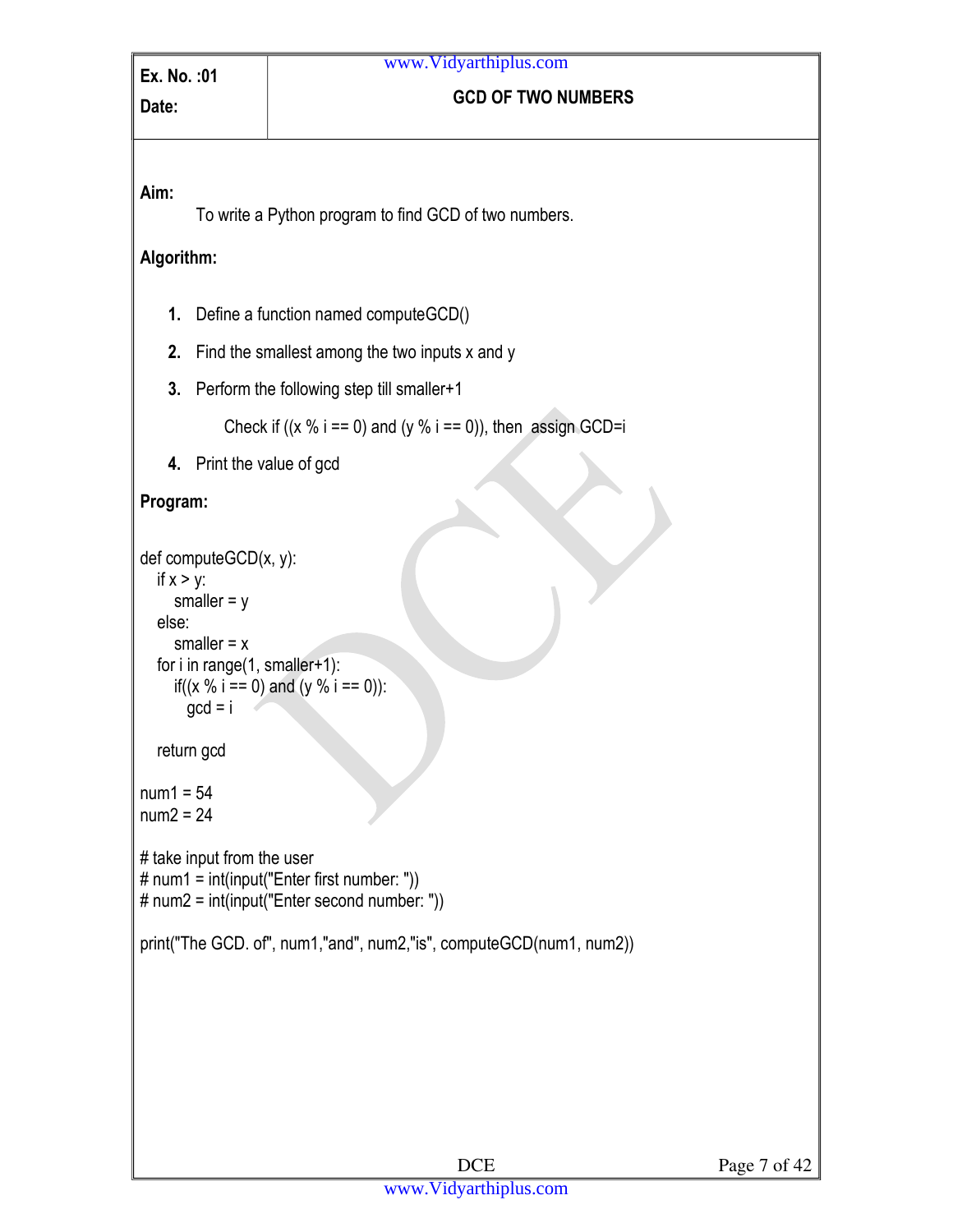**Ex. No. :01**

**Date:**

## GCD OF TWO NUMBERS

**Aim:**

To write a Python program to find GCD of two numbers.

**Algorithm:**

1. Define a function named computeGCD()
2. Find the smallest among the two inputs x and y
3. Perform the following step till smaller+1

   Check if ((x % i == 0) and (y % i == 0)), then assign GCD=i
4. Print the value of gcd

**Program:**

```
def computeGCD(x, y):
   if x > y:
      smaller = y
   else:
      smaller = x
   for i in range(1, smaller+1):
      if((x % i == 0) and (y % i == 0)):
        gcd = i

   return gcd

num1 = 54
num2 = 24

# take input from the user
# num1 = int(input("Enter first number: "))
# num2 = int(input("Enter second number: "))

print("The GCD. of", num1,"and", num2,"is", computeGCD(num1, num2))
```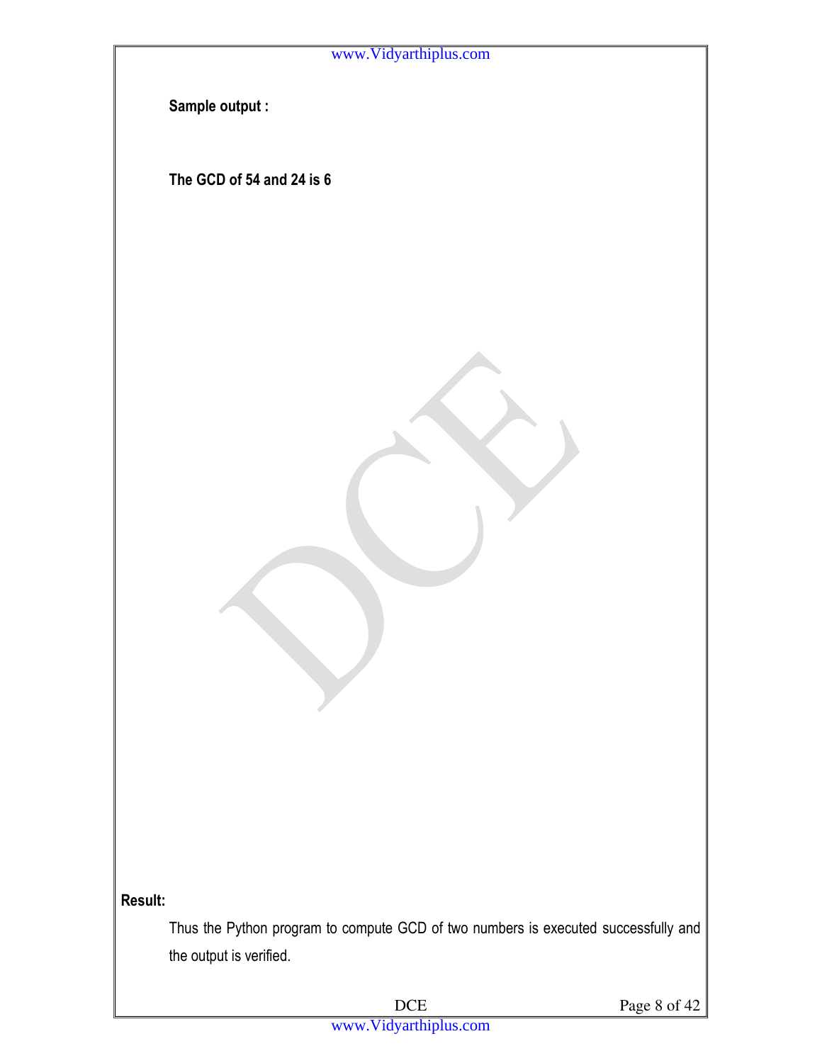**Sample output :**

**The GCD of 54 and 24 is 6**

**Result:**

Thus the Python program to compute GCD of two numbers is executed successfully and the output is verified.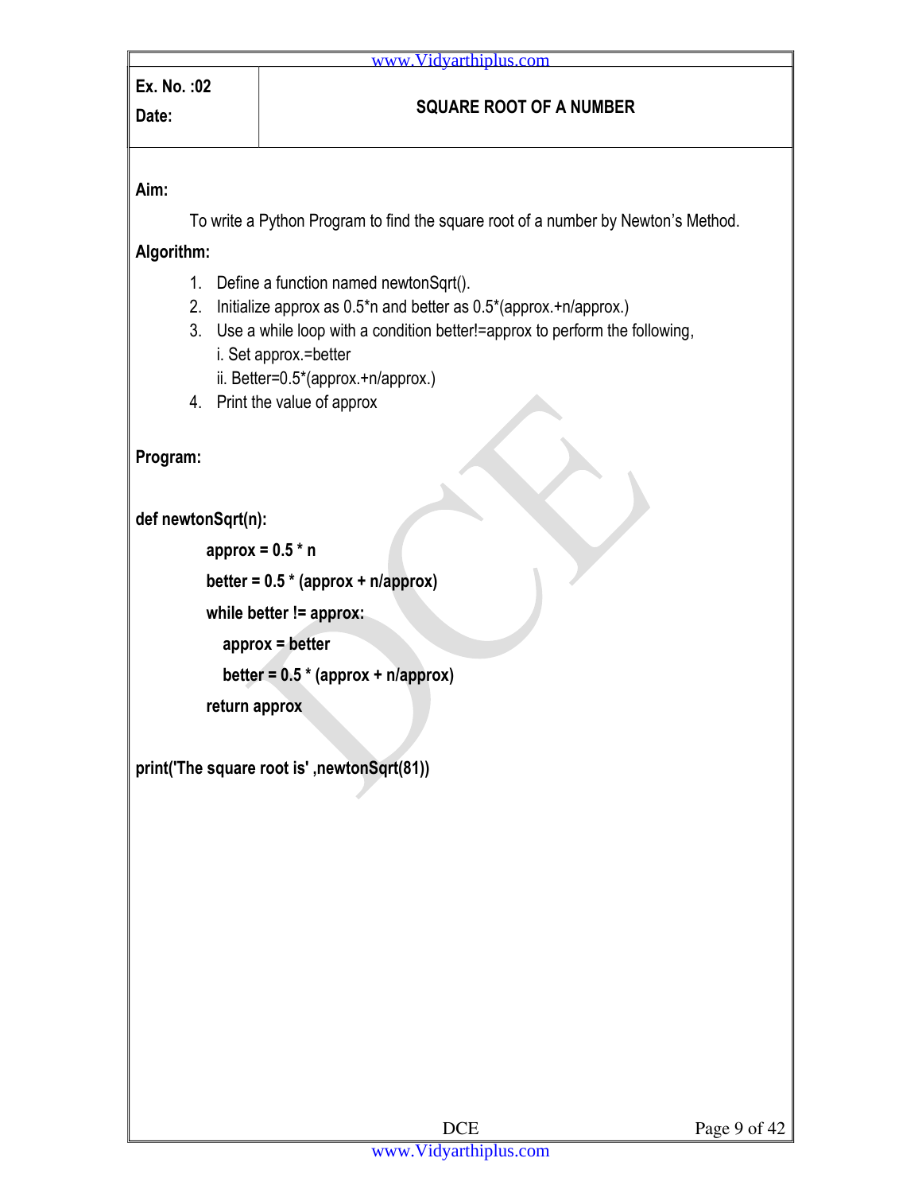**Ex. No. :02**

**Date:**

## SQUARE ROOT OF A NUMBER

**Aim:**

To write a Python Program to find the square root of a number by Newton's Method.

**Algorithm:**

1. Define a function named newtonSqrt().
2. Initialize approx as 0.5*n and better as 0.5*(approx.+n/approx.)
3. Use a while loop with a condition better!=approx to perform the following,
   i. Set approx.=better
   ii. Better=0.5*(approx.+n/approx.)
4. Print the value of approx

**Program:**

```
def newtonSqrt(n):
        approx = 0.5 * n
        better = 0.5 * (approx + n/approx)
        while better != approx:
            approx = better
            better = 0.5 * (approx + n/approx)
        return approx

print('The square root is' ,newtonSqrt(81))
```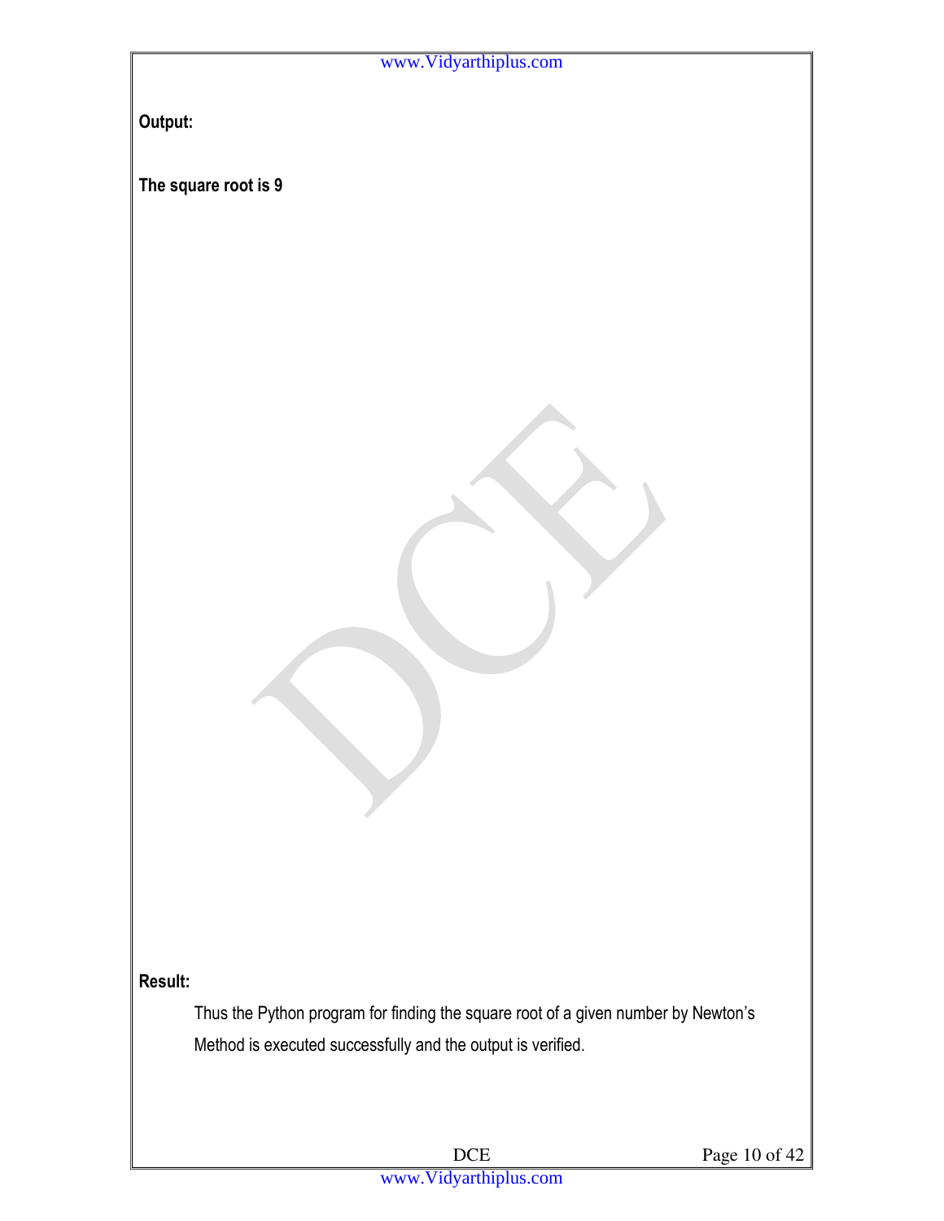**Output:**

**The square root is 9**

**Result:**

Thus the Python program for finding the square root of a given number by Newton's Method is executed successfully and the output is verified.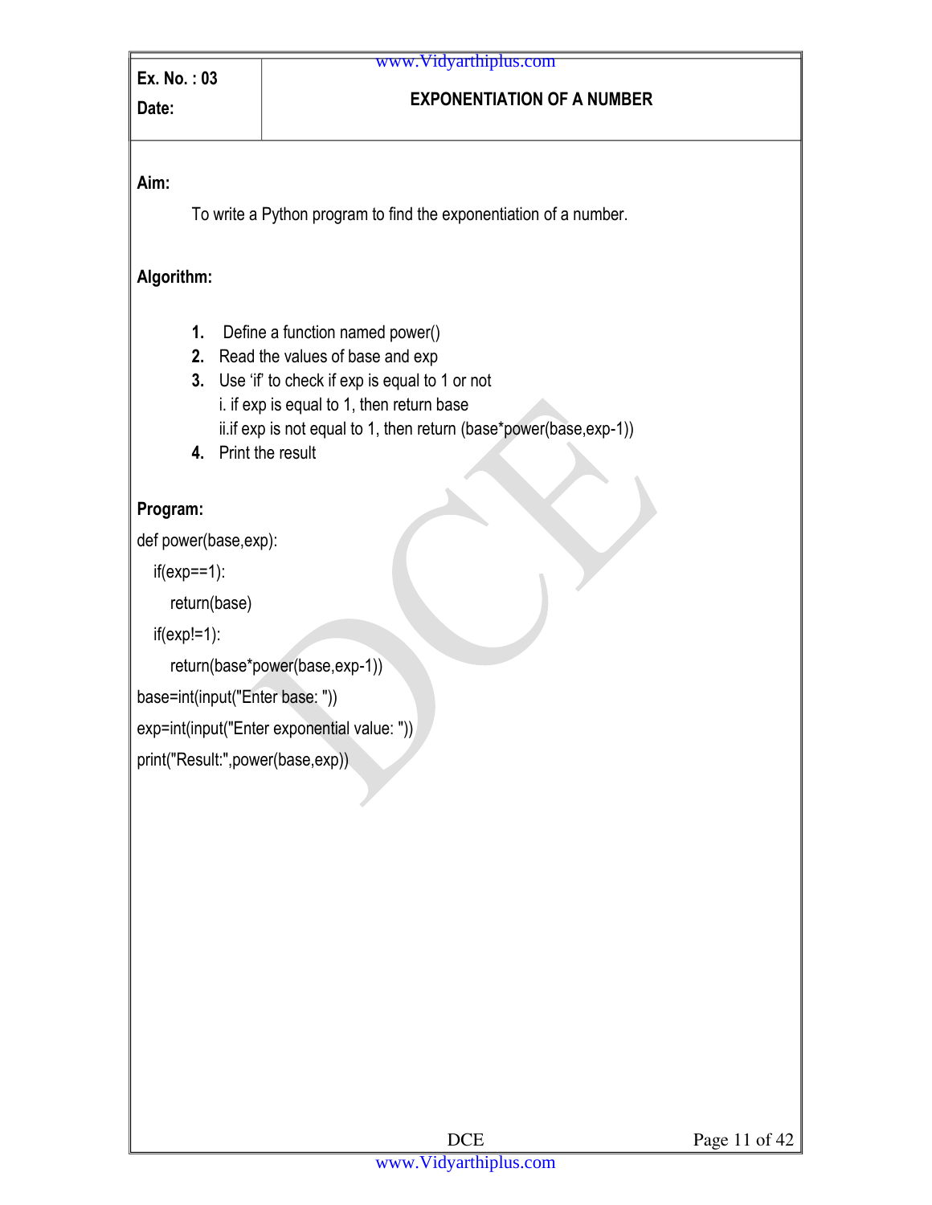**Ex. No. : 03**

**Date:**

## EXPONENTIATION OF A NUMBER

**Aim:**

To write a Python program to find the exponentiation of a number.

**Algorithm:**

1. Define a function named power()
2. Read the values of base and exp
3. Use 'if' to check if exp is equal to 1 or not
   i. if exp is equal to 1, then return base
   ii.if exp is not equal to 1, then return (base*power(base,exp-1))
4. Print the result

**Program:**

```
def power(base,exp):
   if(exp==1):
      return(base)
   if(exp!=1):
      return(base*power(base,exp-1))
base=int(input("Enter base: "))
exp=int(input("Enter exponential value: "))
print("Result:",power(base,exp))
```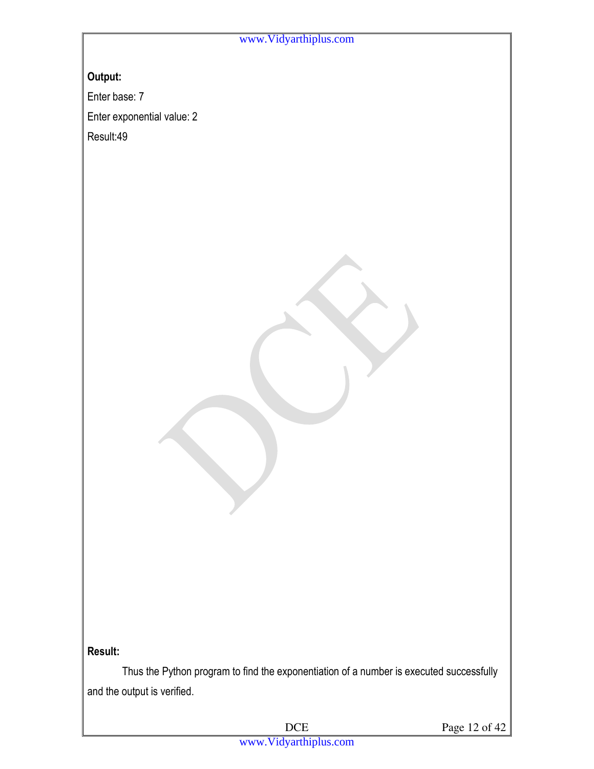**Output:**

Enter base: 7

Enter exponential value: 2

Result:49

**Result:**

Thus the Python program to find the exponentiation of a number is executed successfully and the output is verified.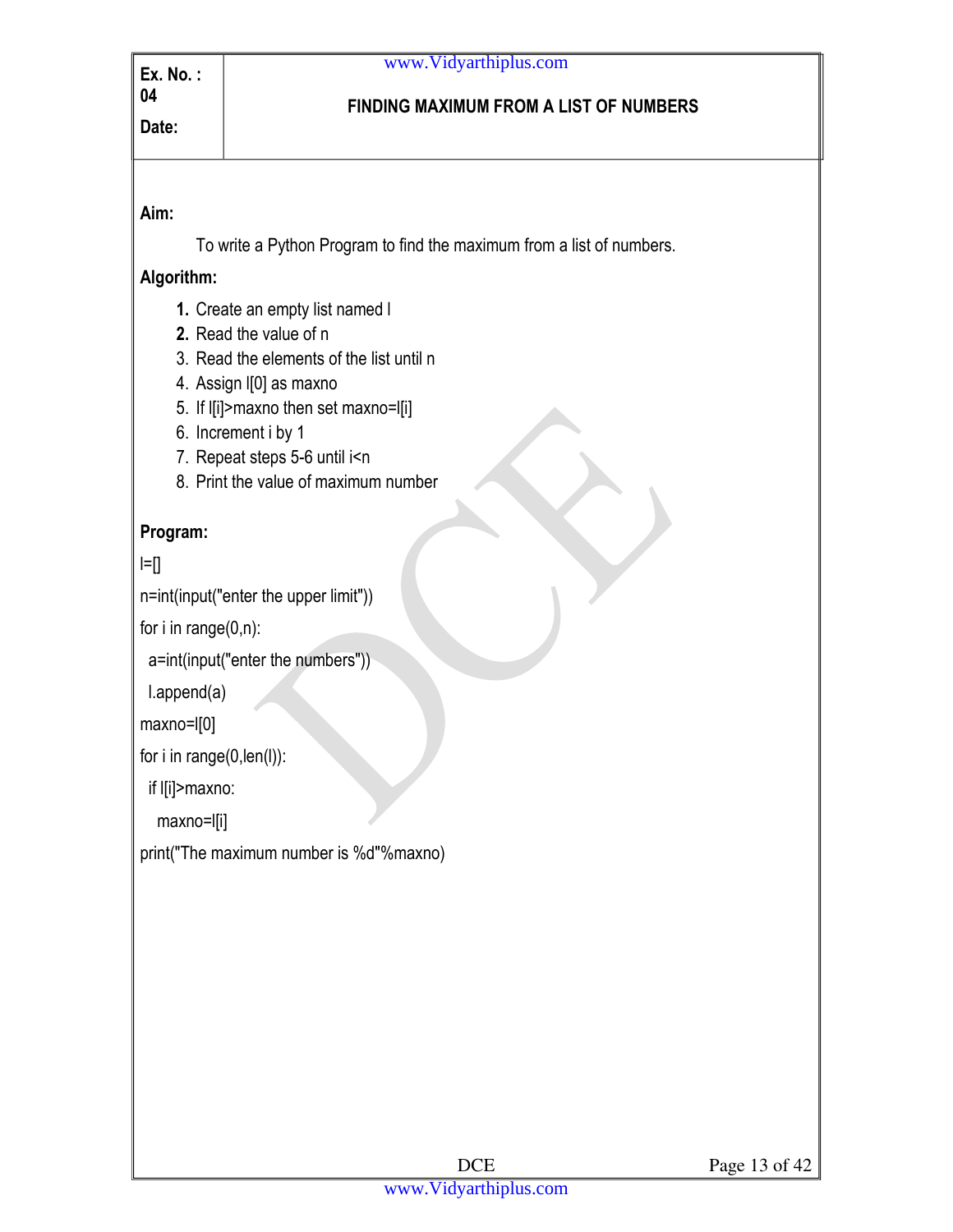**Ex. No. : 04**

**Date:**

## FINDING MAXIMUM FROM A LIST OF NUMBERS

**Aim:**

To write a Python Program to find the maximum from a list of numbers.

**Algorithm:**

1. Create an empty list named l
2. Read the value of n
3. Read the elements of the list until n
4. Assign l[0] as maxno
5. If l[i]>maxno then set maxno=l[i]
6. Increment i by 1
7. Repeat steps 5-6 until i<n
8. Print the value of maximum number

**Program:**

```
l=[]
n=int(input("enter the upper limit"))
for i in range(0,n):
 a=int(input("enter the numbers"))
 l.append(a)
maxno=l[0]
for i in range(0,len(l)):
 if l[i]>maxno:
  maxno=l[i]
print("The maximum number is %d"%maxno)
```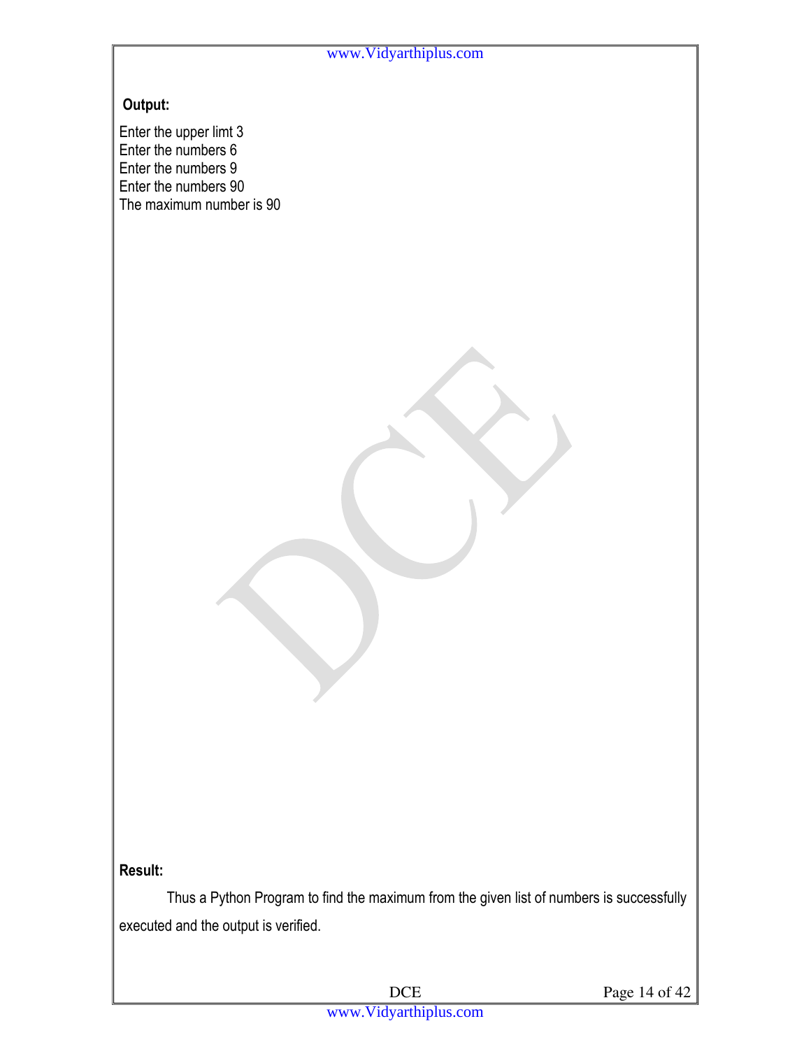**Output:**

```
Enter the upper limt 3
Enter the numbers 6
Enter the numbers 9
Enter the numbers 90
The maximum number is 90
```

**Result:**

Thus a Python Program to find the maximum from the given list of numbers is successfully executed and the output is verified.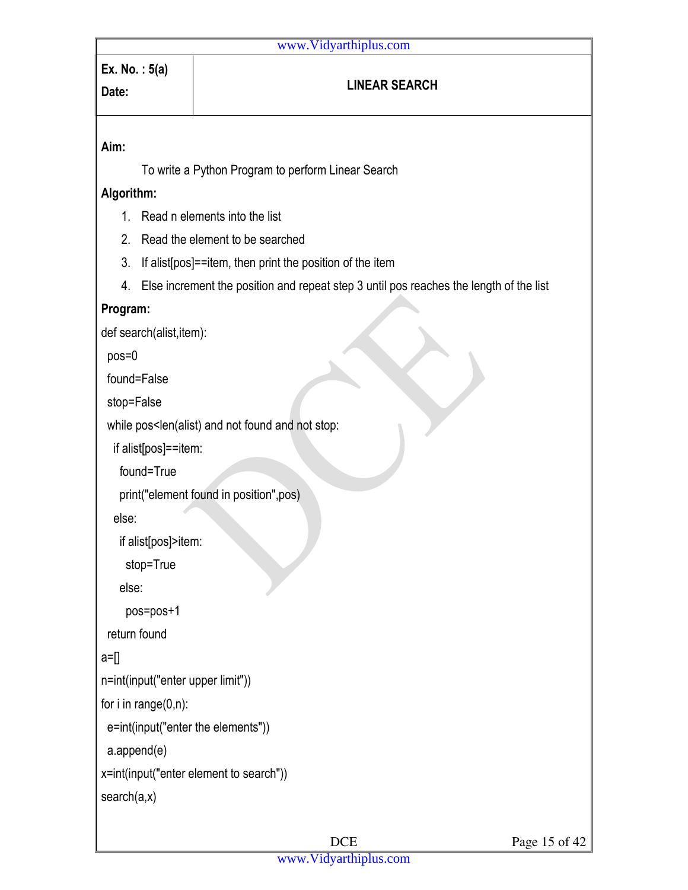**Ex. No. : 5(a)**

**Date:**

# LINEAR SEARCH

**Aim:**

To write a Python Program to perform Linear Search

**Algorithm:**

1. Read n elements into the list
2. Read the element to be searched
3. If alist[pos]==item, then print the position of the item
4. Else increment the position and repeat step 3 until pos reaches the length of the list

**Program:**

```
def search(alist,item):
  pos=0
  found=False
  stop=False
  while pos<len(alist) and not found and not stop:
    if alist[pos]==item:
      found=True
      print("element found in position",pos)
    else:
      if alist[pos]>item:
        stop=True
      else:
        pos=pos+1
  return found
a=[]
n=int(input("enter upper limit"))
for i in range(0,n):
  e=int(input("enter the elements"))
  a.append(e)
x=int(input("enter element to search"))
search(a,x)
```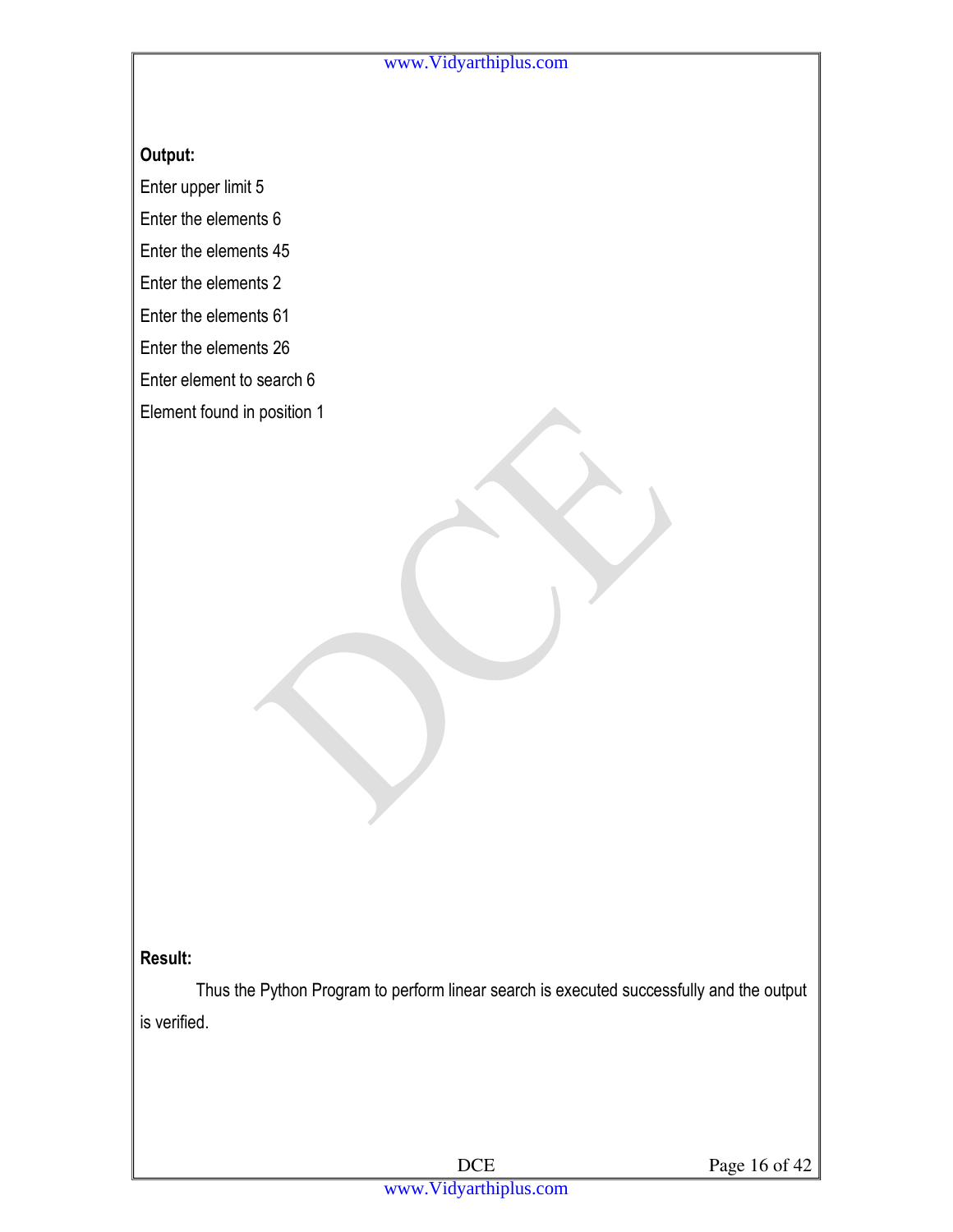**Output:**

Enter upper limit 5

Enter the elements 6

Enter the elements 45

Enter the elements 2

Enter the elements 61

Enter the elements 26

Enter element to search 6

Element found in position 1

**Result:**

Thus the Python Program to perform linear search is executed successfully and the output is verified.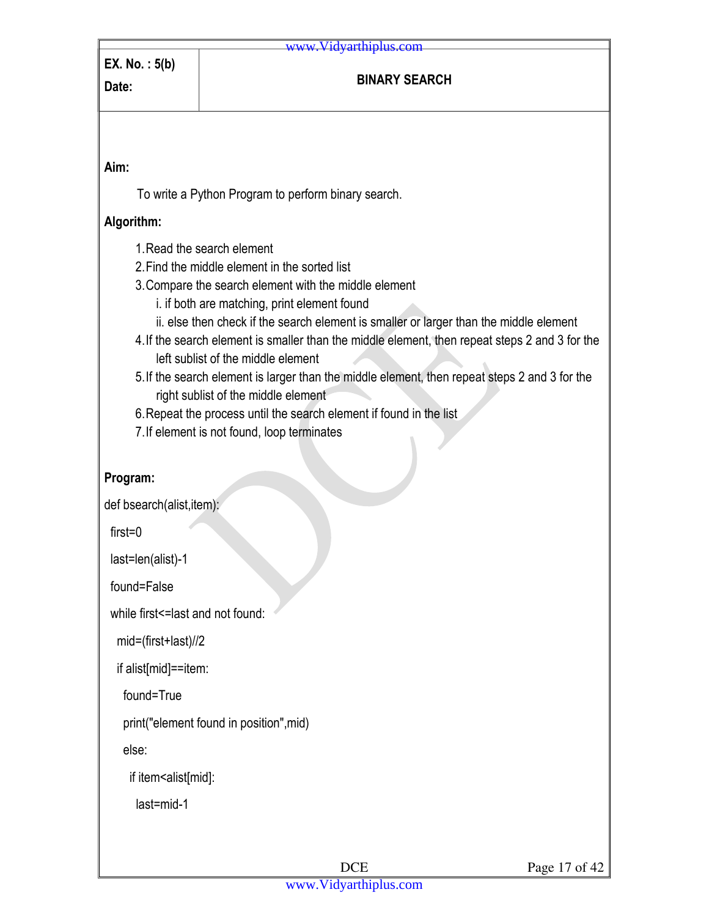**EX. No. : 5(b)**

**Date:**

## BINARY SEARCH

**Aim:**

To write a Python Program to perform binary search.

**Algorithm:**

1. Read the search element
2. Find the middle element in the sorted list
3. Compare the search element with the middle element
   i. if both are matching, print element found
   ii. else then check if the search element is smaller or larger than the middle element
4. If the search element is smaller than the middle element, then repeat steps 2 and 3 for the left sublist of the middle element
5. If the search element is larger than the middle element, then repeat steps 2 and 3 for the right sublist of the middle element
6. Repeat the process until the search element if found in the list
7. If element is not found, loop terminates

**Program:**

```
def bsearch(alist,item):
 first=0
 last=len(alist)-1
 found=False
 while first<=last and not found:
  mid=(first+last)//2
  if alist[mid]==item:
   found=True
   print("element found in position",mid)
   else:
    if item<alist[mid]:
     last=mid-1
```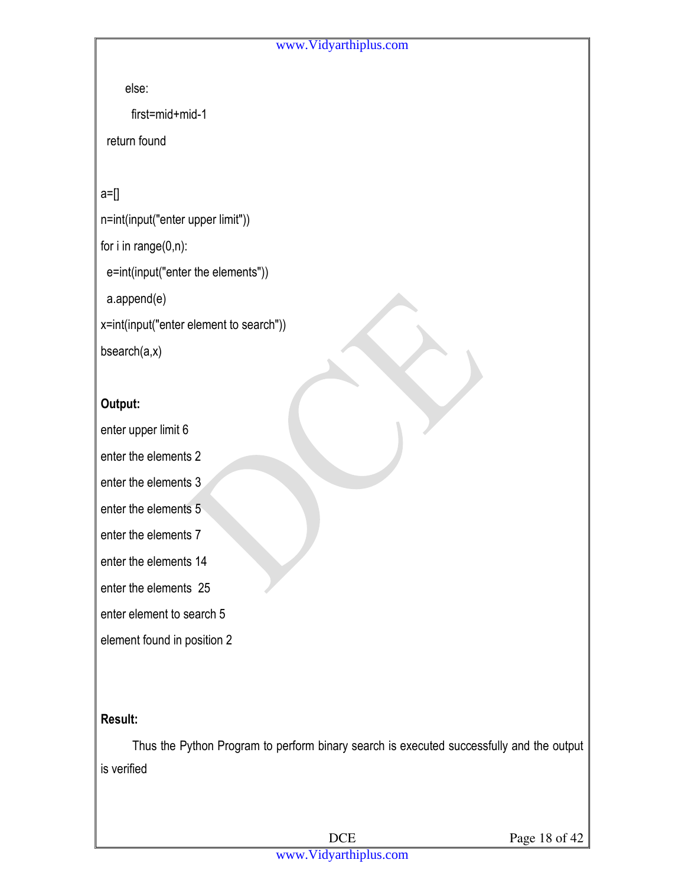```
    else:
      first=mid+mid-1
  return found

a=[]
n=int(input("enter upper limit"))
for i in range(0,n):
  e=int(input("enter the elements"))
  a.append(e)
x=int(input("enter element to search"))
bsearch(a,x)
```

**Output:**

```
enter upper limit 6
enter the elements 2
enter the elements 3
enter the elements 5
enter the elements 7
enter the elements 14
enter the elements  25
enter element to search 5
element found in position 2
```

**Result:**

Thus the Python Program to perform binary search is executed successfully and the output is verified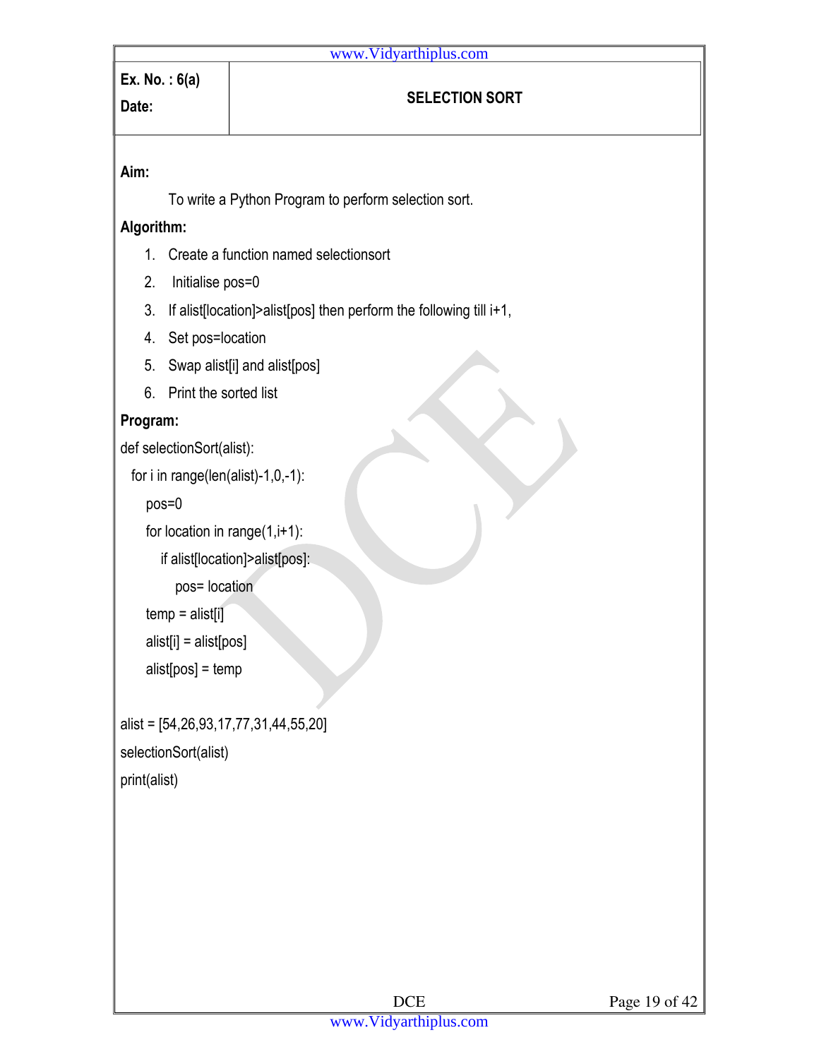| Ex. No. : 6(a) | SELECTION SORT |
|---|---|
| Date: | |

**Aim:**

To write a Python Program to perform selection sort.

**Algorithm:**

1. Create a function named selectionsort
2. Initialise pos=0
3. If alist[location]>alist[pos] then perform the following till i+1,
4. Set pos=location
5. Swap alist[i] and alist[pos]
6. Print the sorted list

**Program:**

```
def selectionSort(alist):
  for i in range(len(alist)-1,0,-1):
     pos=0
     for location in range(1,i+1):
        if alist[location]>alist[pos]:
           pos= location
     temp = alist[i]
     alist[i] = alist[pos]
     alist[pos] = temp

alist = [54,26,93,17,77,31,44,55,20]
selectionSort(alist)
print(alist)
```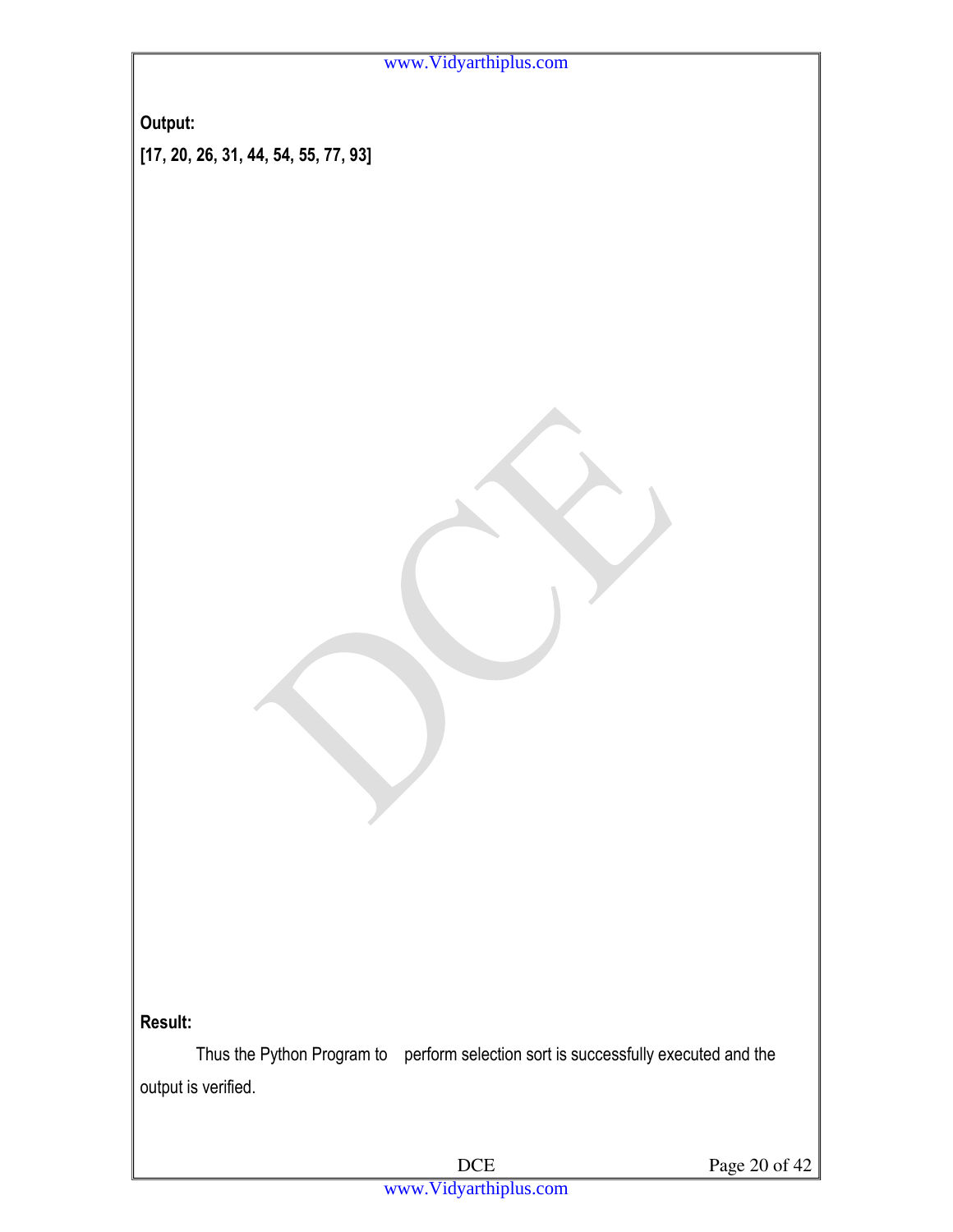**Output:**

**[17, 20, 26, 31, 44, 54, 55, 77, 93]**

**Result:**

Thus the Python Program to perform selection sort is successfully executed and the output is verified.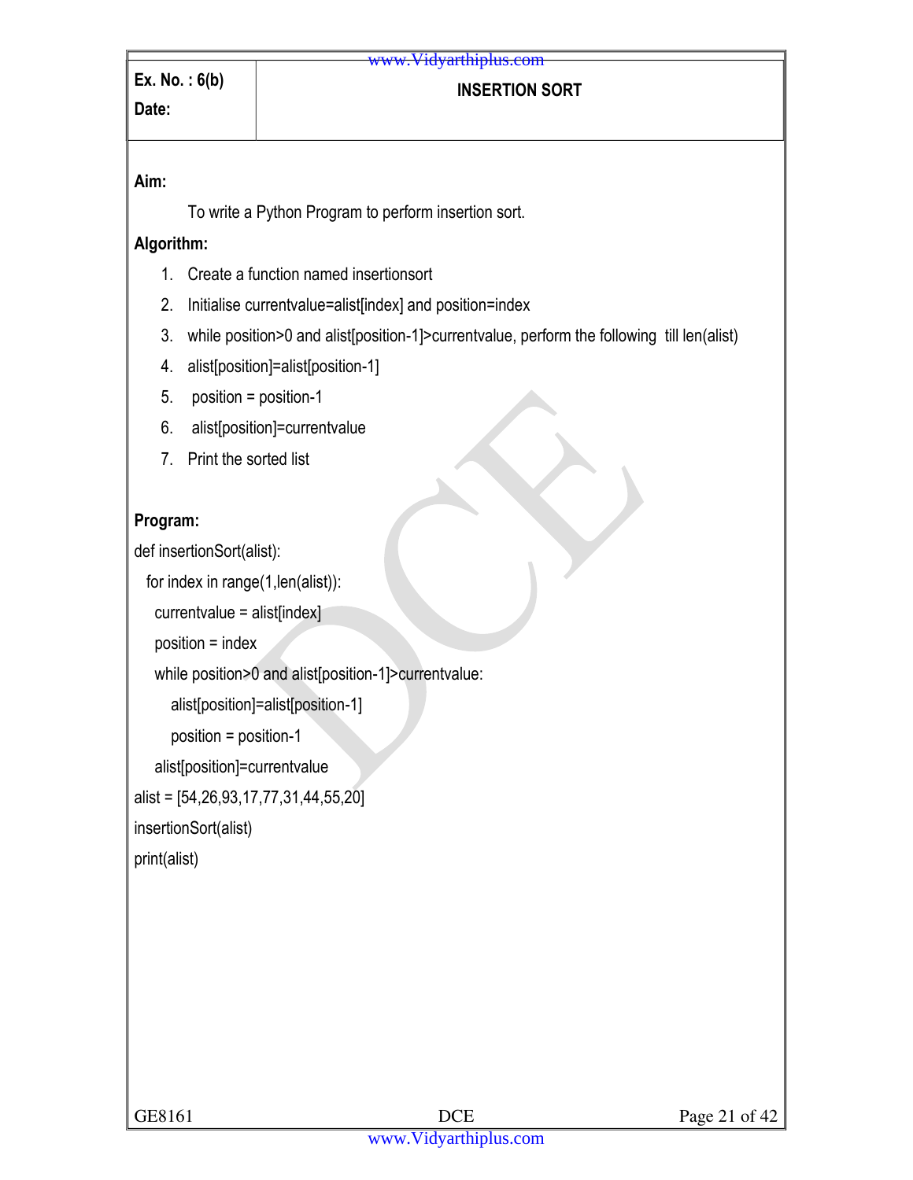**Ex. No. : 6(b)**

**Date:**

## INSERTION SORT

**Aim:**

To write a Python Program to perform insertion sort.

**Algorithm:**

1. Create a function named insertionsort
2. Initialise currentvalue=alist[index] and position=index
3. while position>0 and alist[position-1]>currentvalue, perform the following till len(alist)
4. alist[position]=alist[position-1]
5. position = position-1
6. alist[position]=currentvalue
7. Print the sorted list

**Program:**

```
def insertionSort(alist):
  for index in range(1,len(alist)):
    currentvalue = alist[index]
    position = index
    while position>0 and alist[position-1]>currentvalue:
        alist[position]=alist[position-1]
        position = position-1
    alist[position]=currentvalue
alist = [54,26,93,17,77,31,44,55,20]
insertionSort(alist)
print(alist)
```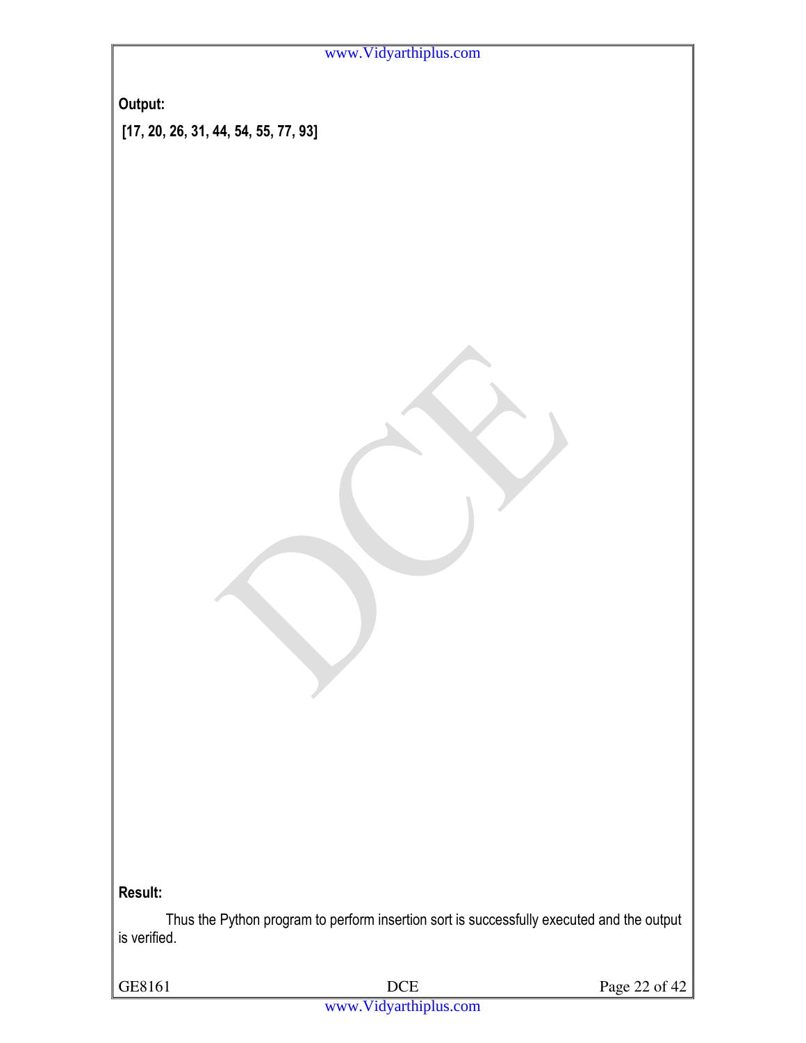**Output:**

**[17, 20, 26, 31, 44, 54, 55, 77, 93]**

**Result:**

Thus the Python program to perform insertion sort is successfully executed and the output is verified.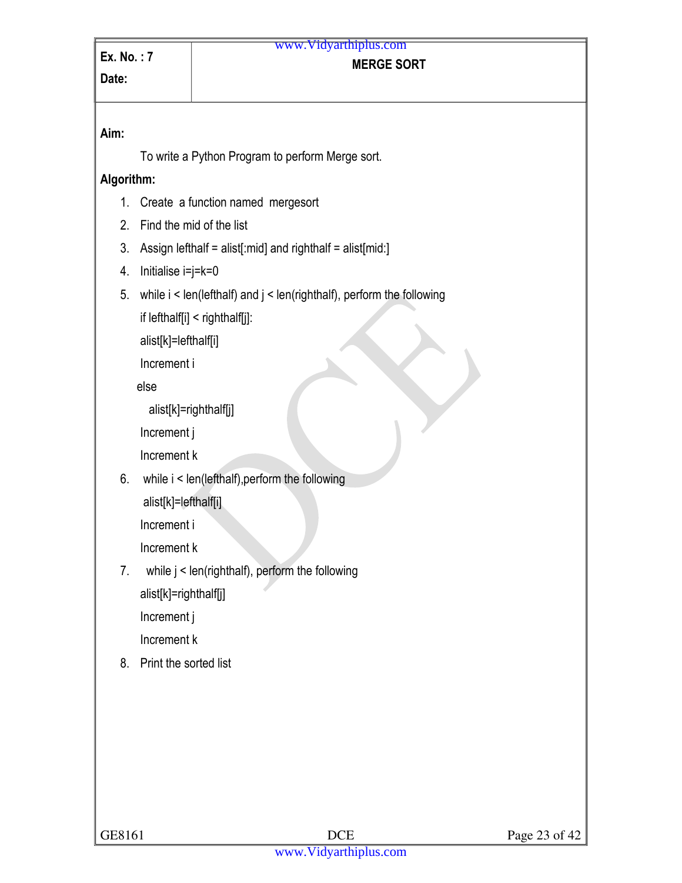| Ex. No. : 7<br>Date: | MERGE SORT |
|---|---|

**Aim:**

To write a Python Program to perform Merge sort.

**Algorithm:**

1. Create a function named mergesort
2. Find the mid of the list
3. Assign lefthalf = alist[:mid] and righthalf = alist[mid:]
4. Initialise i=j=k=0
5. while i < len(lefthalf) and j < len(righthalf), perform the following
   if lefthalf[i] < righthalf[j]:
   alist[k]=lefthalf[i]
   Increment i
   else
   alist[k]=righthalf[j]
   Increment j
   Increment k
6. while i < len(lefthalf),perform the following
   alist[k]=lefthalf[i]
   Increment i
   Increment k
7. while j < len(righthalf), perform the following
   alist[k]=righthalf[j]
   Increment j
   Increment k
8. Print the sorted list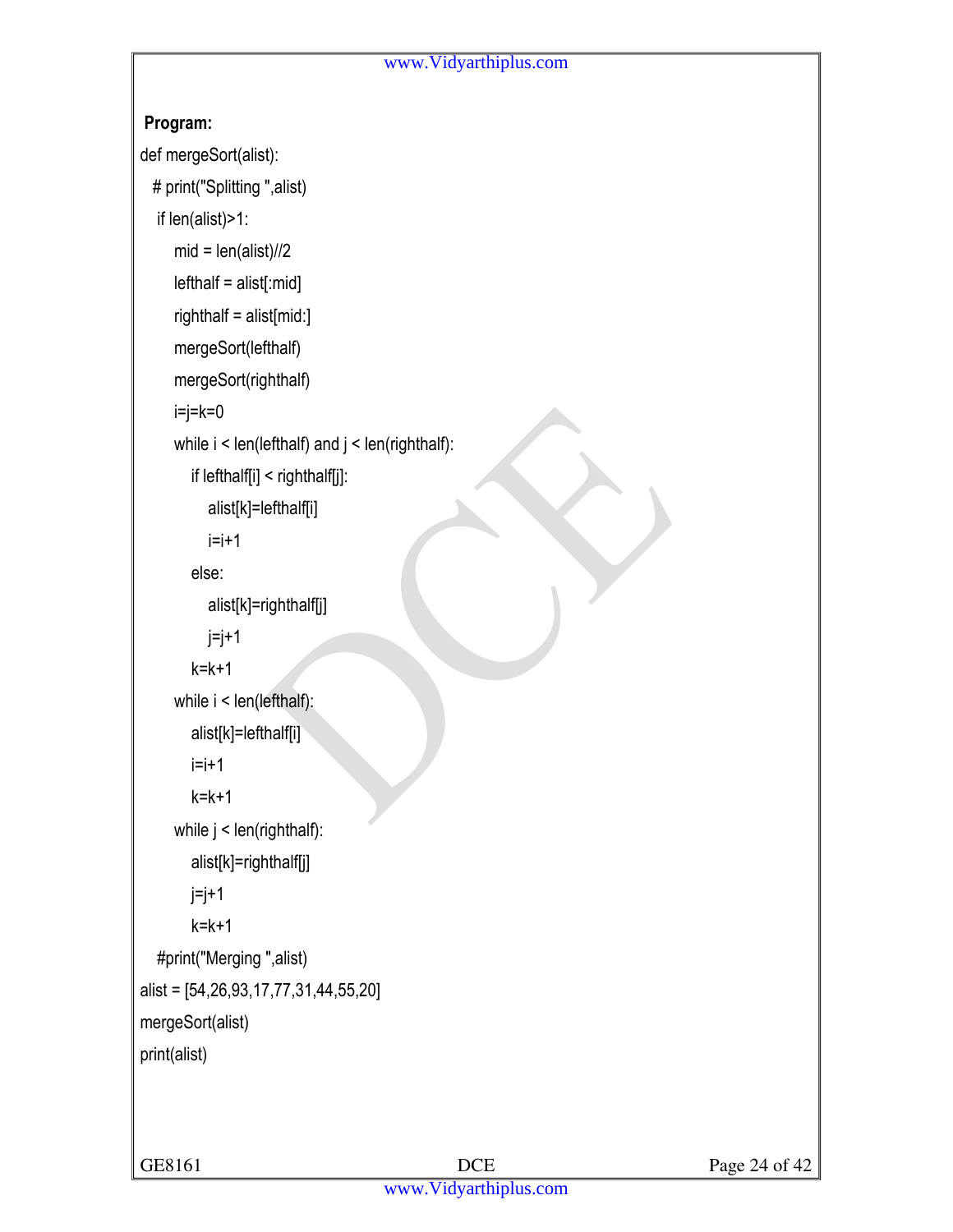**Program:**

```
def mergeSort(alist):
  # print("Splitting ",alist)
   if len(alist)>1:
      mid = len(alist)//2
      lefthalf = alist[:mid]
      righthalf = alist[mid:]
      mergeSort(lefthalf)
      mergeSort(righthalf)
      i=j=k=0
      while i < len(lefthalf) and j < len(righthalf):
         if lefthalf[i] < righthalf[j]:
            alist[k]=lefthalf[i]
            i=i+1
         else:
            alist[k]=righthalf[j]
            j=j+1
         k=k+1
      while i < len(lefthalf):
         alist[k]=lefthalf[i]
         i=i+1
         k=k+1
      while j < len(righthalf):
         alist[k]=righthalf[j]
         j=j+1
         k=k+1
   #print("Merging ",alist)
alist = [54,26,93,17,77,31,44,55,20]
mergeSort(alist)
print(alist)
```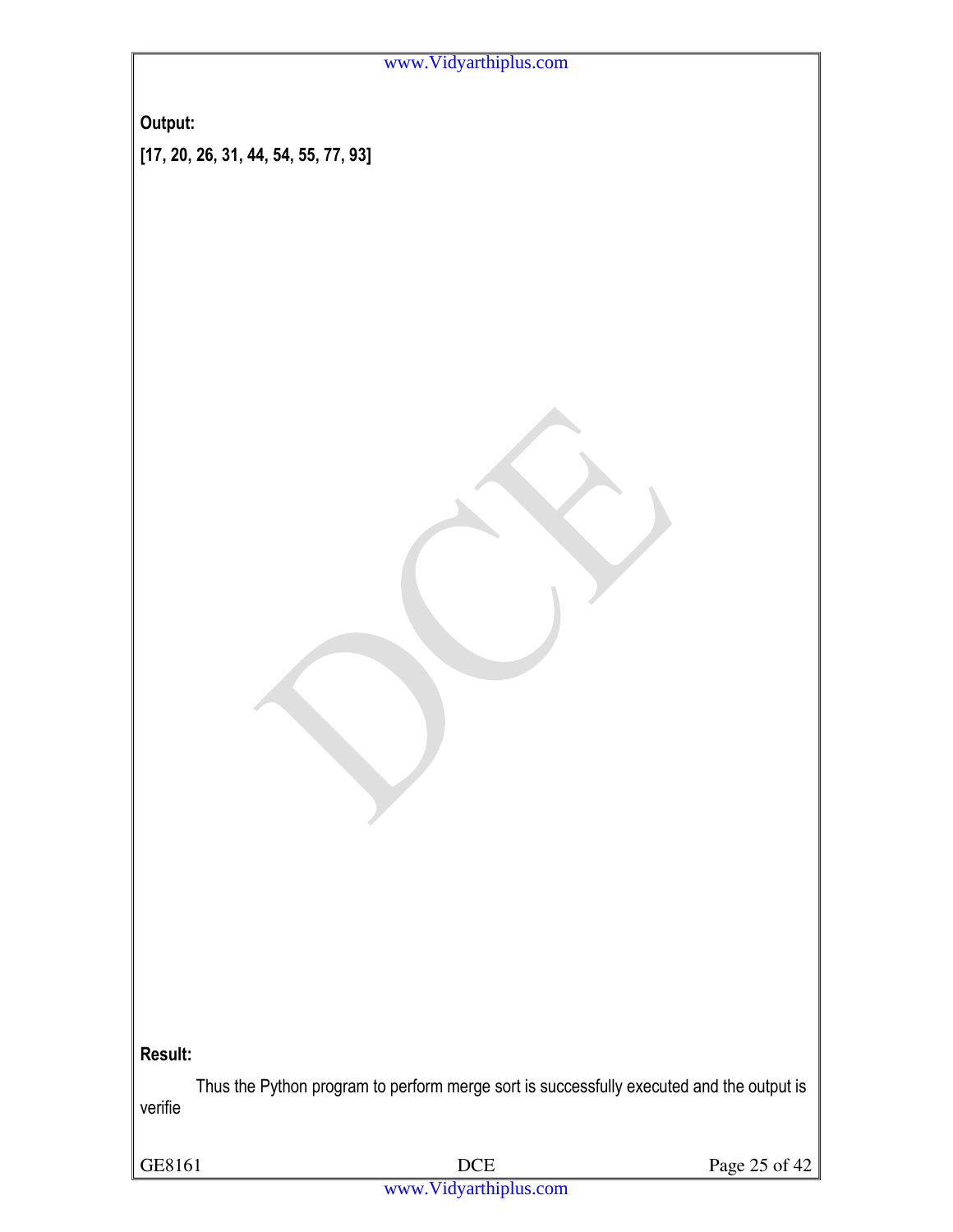**Output:**

**[17, 20, 26, 31, 44, 54, 55, 77, 93]**

**Result:**

Thus the Python program to perform merge sort is successfully executed and the output is verifie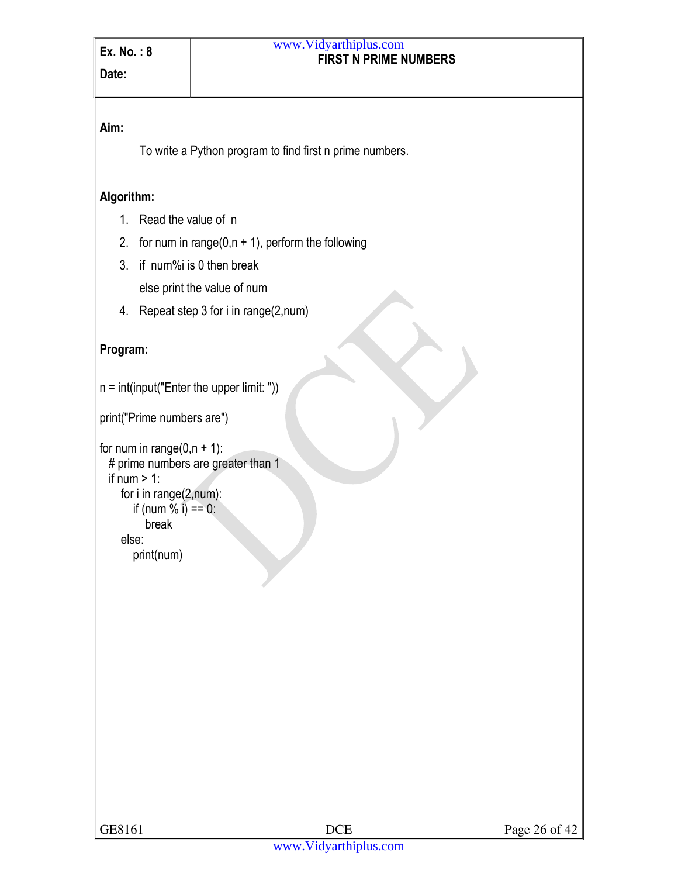**Ex. No. : 8**

**Date:**

## FIRST N PRIME NUMBERS

**Aim:**

To write a Python program to find first n prime numbers.

**Algorithm:**

1. Read the value of n
2. for num in range(0,n + 1), perform the following
3. if num%i is 0 then break
   
   else print the value of num
4. Repeat step 3 for i in range(2,num)

**Program:**

```
n = int(input("Enter the upper limit: "))

print("Prime numbers are")

for num in range(0,n + 1):
  # prime numbers are greater than 1
  if num > 1:
     for i in range(2,num):
        if (num % i) == 0:
           break
     else:
        print(num)
```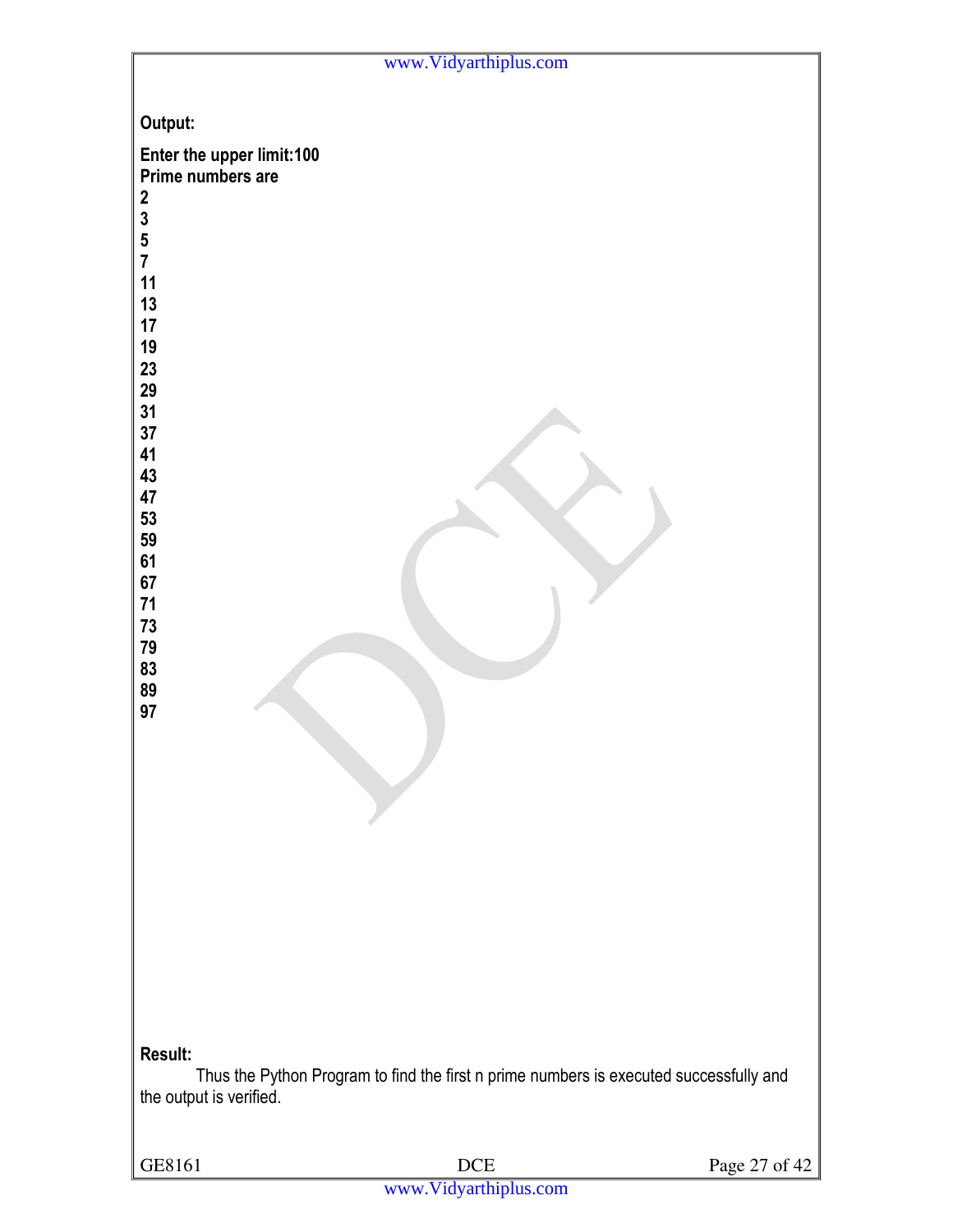**Output:**

```
Enter the upper limit:100
Prime numbers are
2
3
5
7
11
13
17
19
23
29
31
37
41
43
47
53
59
61
67
71
73
79
83
89
97
```

**Result:**

Thus the Python Program to find the first n prime numbers is executed successfully and the output is verified.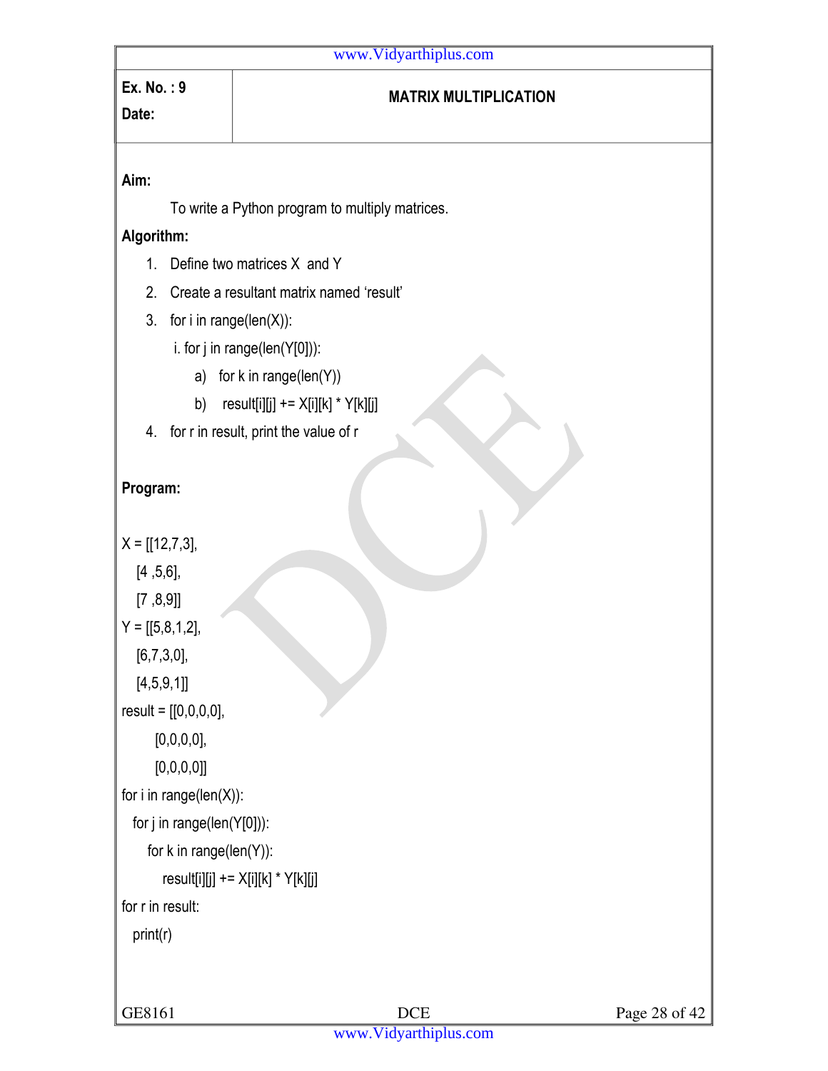| **Ex. No. : 9**<br>**Date:** | **MATRIX MULTIPLICATION** |
|---|---|

**Aim:**

To write a Python program to multiply matrices.

**Algorithm:**

1. Define two matrices X and Y
2. Create a resultant matrix named 'result'
3. for i in range(len(X)):
   i. for j in range(len(Y[0])):
      a) for k in range(len(Y))
      b) result[i][j] += X[i][k] * Y[k][j]
4. for r in result, print the value of r

**Program:**

```
X = [[12,7,3],
  [4 ,5,6],
  [7 ,8,9]]
Y = [[5,8,1,2],
  [6,7,3,0],
  [4,5,9,1]]
result = [[0,0,0,0],
      [0,0,0,0],
      [0,0,0,0]]
for i in range(len(X)):
  for j in range(len(Y[0])):
     for k in range(len(Y)):
        result[i][j] += X[i][k] * Y[k][j]
for r in result:
  print(r)
```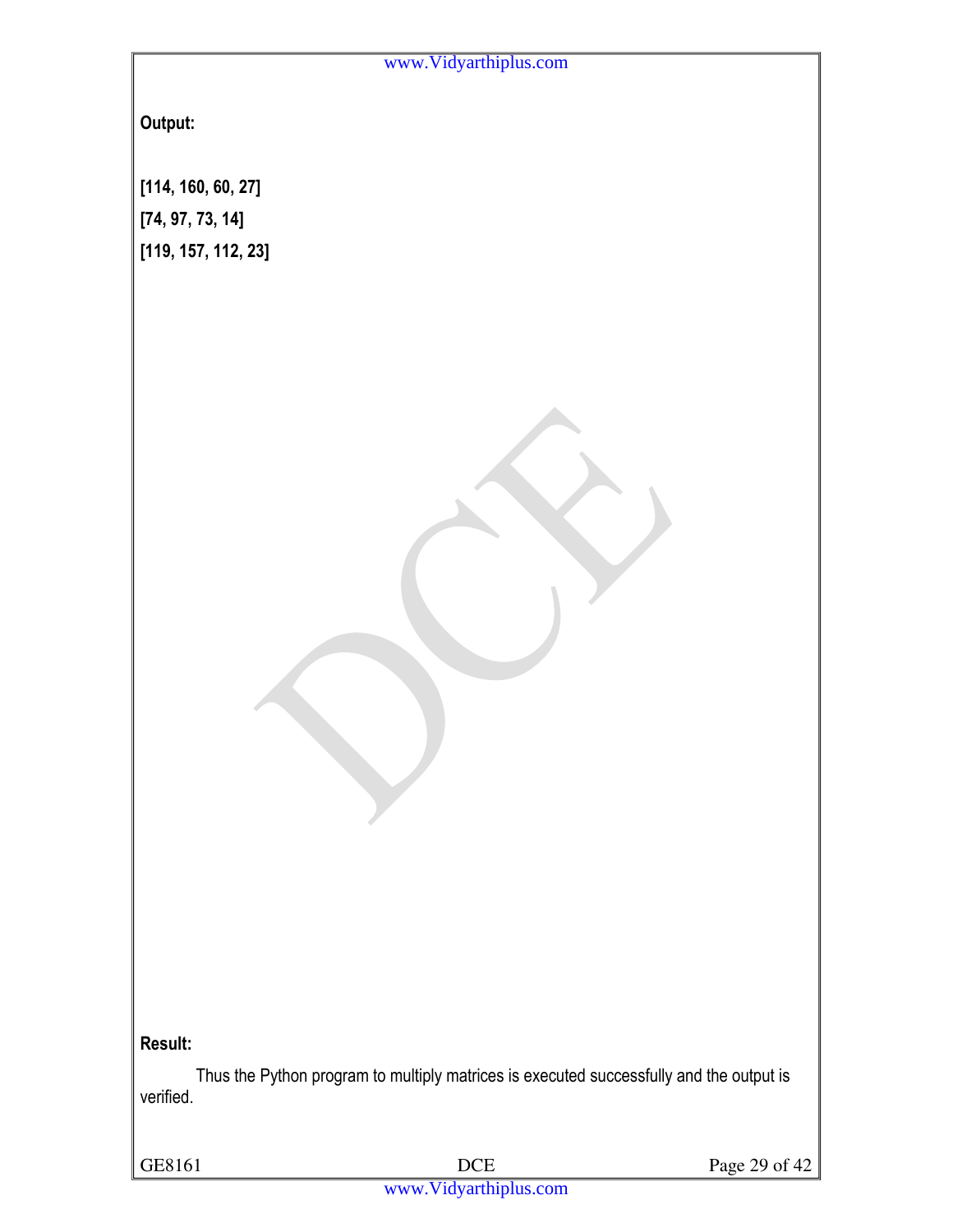**Output:**

```
[114, 160, 60, 27]
[74, 97, 73, 14]
[119, 157, 112, 23]
```

**Result:**

Thus the Python program to multiply matrices is executed successfully and the output is verified.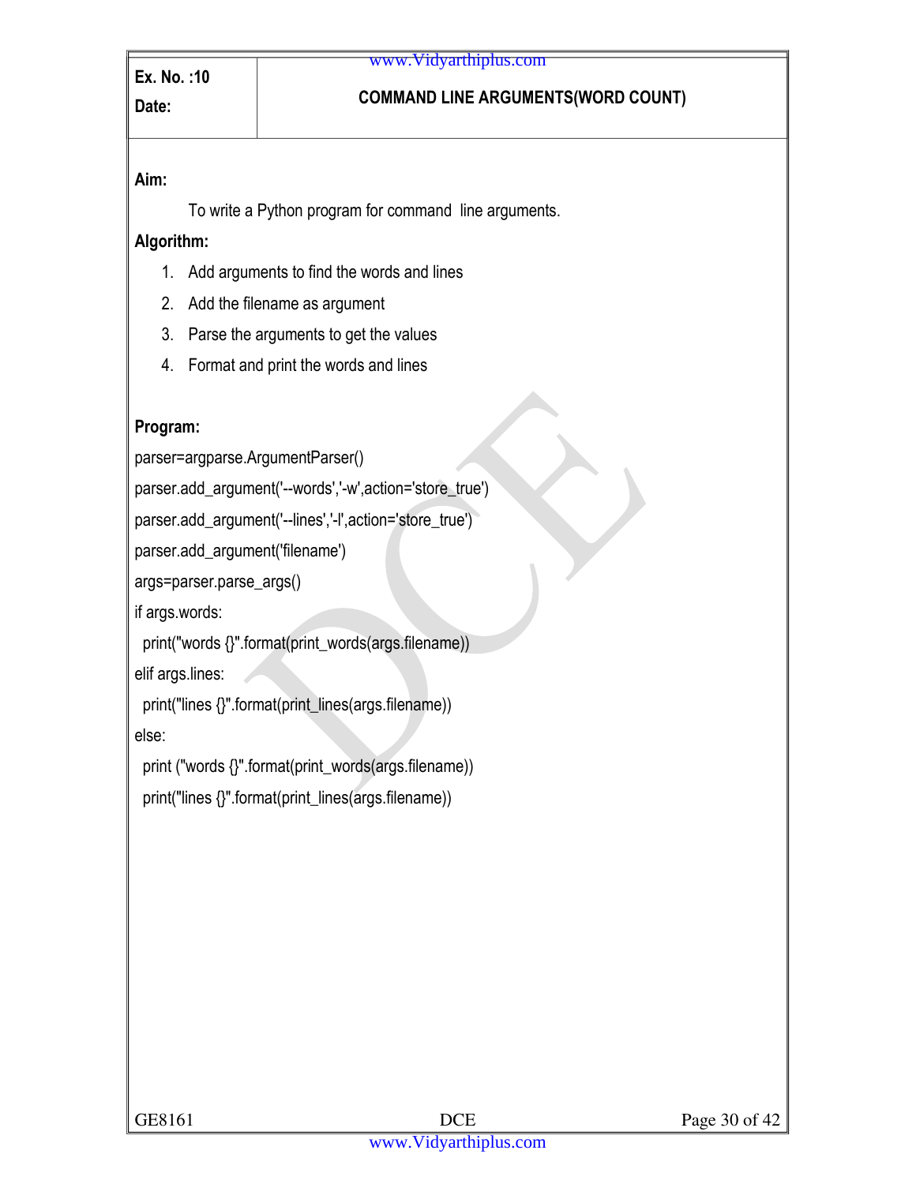| Ex. No. :10<br>Date: | COMMAND LINE ARGUMENTS(WORD COUNT) |
|---|---|

**Aim:**

To write a Python program for command line arguments.

**Algorithm:**

1. Add arguments to find the words and lines
2. Add the filename as argument
3. Parse the arguments to get the values
4. Format and print the words and lines

**Program:**

```
parser=argparse.ArgumentParser()
parser.add_argument('--words','-w',action='store_true')
parser.add_argument('--lines','-l',action='store_true')
parser.add_argument('filename')
args=parser.parse_args()
if args.words:
  print("words {}".format(print_words(args.filename))
elif args.lines:
  print("lines {}".format(print_lines(args.filename))
else:
  print ("words {}".format(print_words(args.filename))
  print("lines {}".format(print_lines(args.filename))
```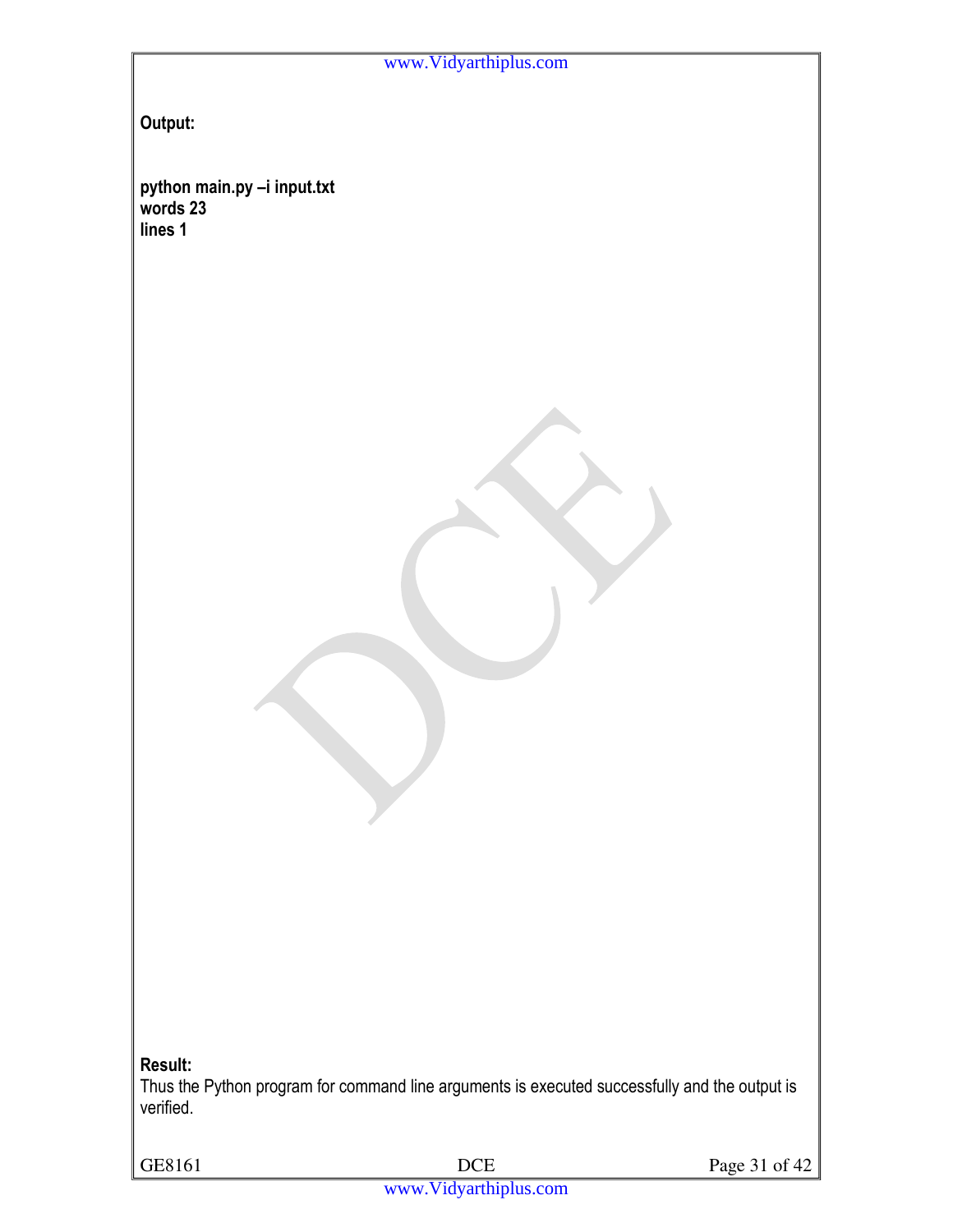**Output:**

```
python main.py –i input.txt
words 23
lines 1
```

**Result:**

Thus the Python program for command line arguments is executed successfully and the output is verified.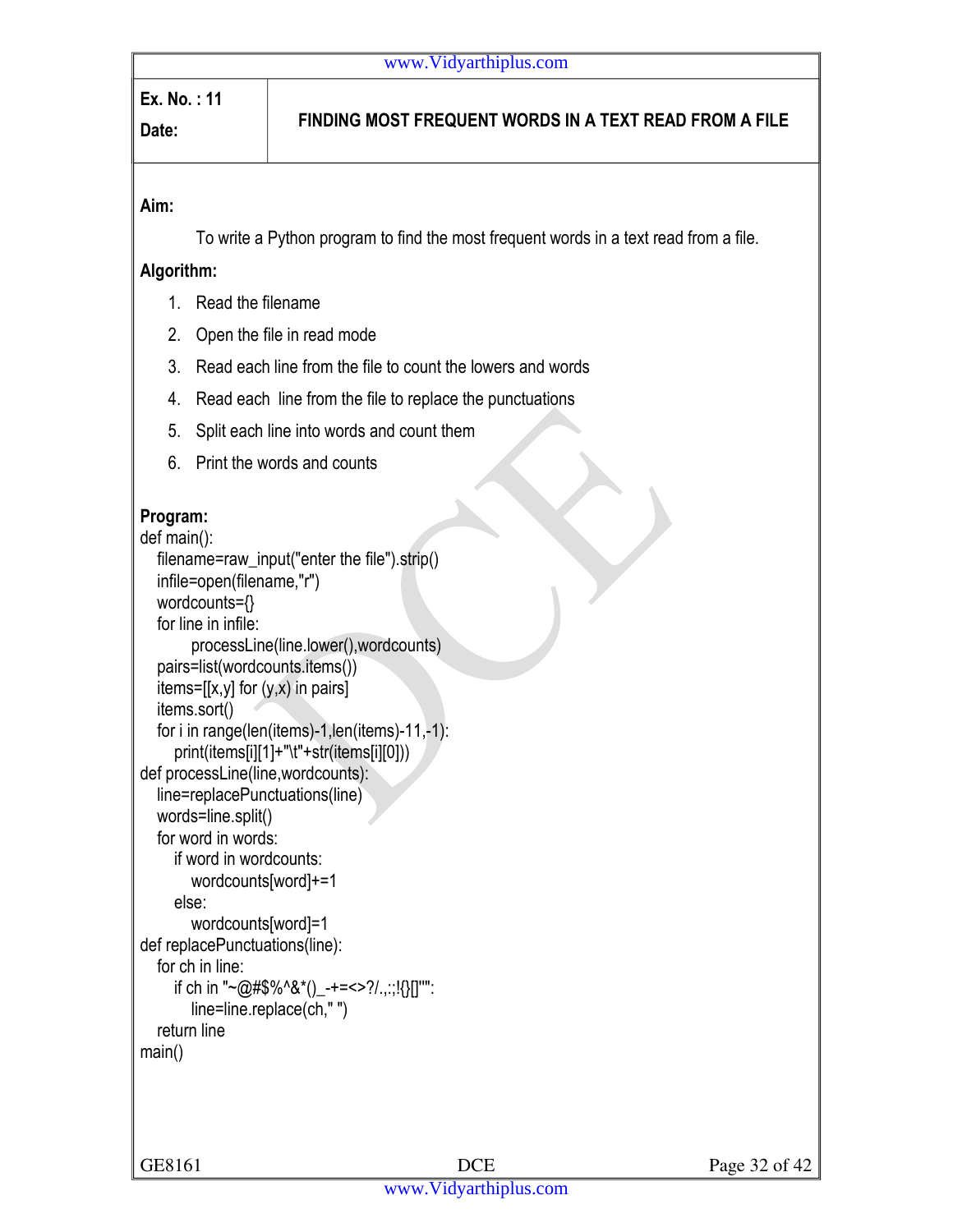| Ex. No. : 11<br>Date: | FINDING MOST FREQUENT WORDS IN A TEXT READ FROM A FILE |
|---|---|

**Aim:**

To write a Python program to find the most frequent words in a text read from a file.

**Algorithm:**

1. Read the filename
2. Open the file in read mode
3. Read each line from the file to count the lowers and words
4. Read each line from the file to replace the punctuations
5. Split each line into words and count them
6. Print the words and counts

**Program:**

```
def main():
   filename=raw_input("enter the file").strip()
   infile=open(filename,"r")
   wordcounts={}
   for line in infile:
         processLine(line.lower(),wordcounts)
   pairs=list(wordcounts.items())
   items=[[x,y] for (y,x) in pairs]
   items.sort()
   for i in range(len(items)-1,len(items)-11,-1):
      print(items[i][1]+"\t"+str(items[i][0]))
def processLine(line,wordcounts):
   line=replacePunctuations(line)
   words=line.split()
   for word in words:
      if word in wordcounts:
         wordcounts[word]+=1
      else:
         wordcounts[word]=1
def replacePunctuations(line):
   for ch in line:
      if ch in "~@#$%^&*()_-+=<>?/.,:;!{}[]'"":
         line=line.replace(ch," ")
   return line
main()
```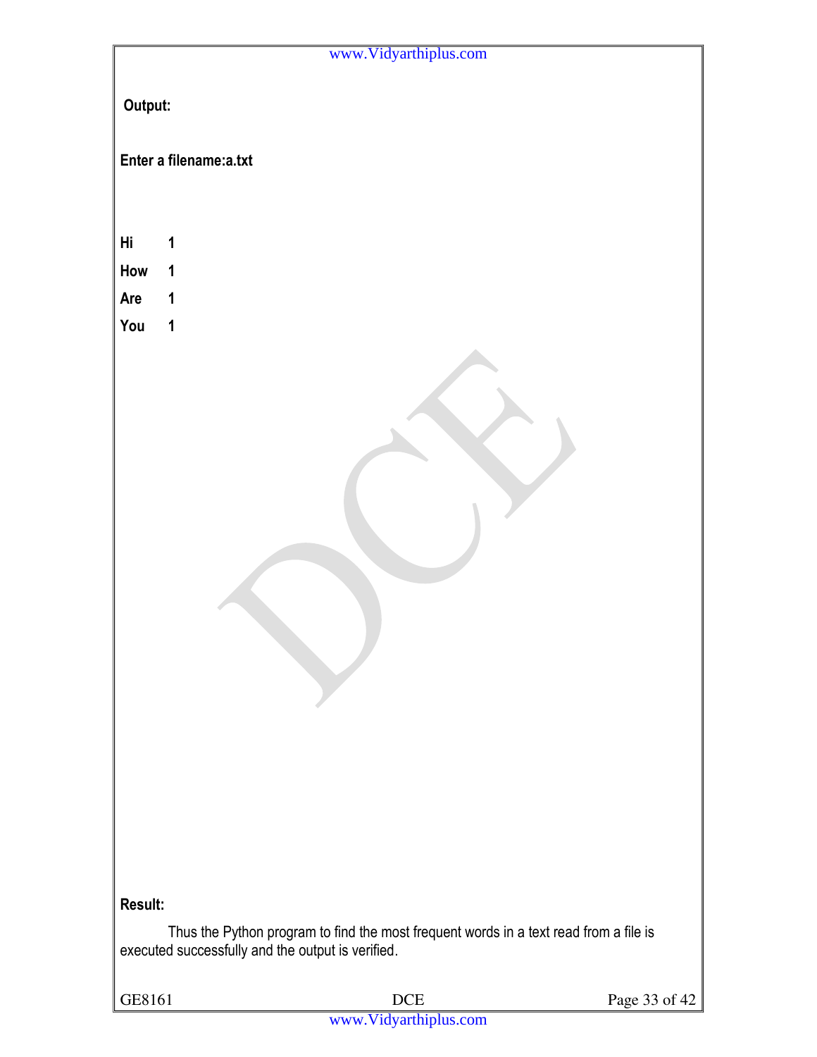**Output:**

```
Enter a filename:a.txt

Hi      1
How     1
Are     1
You     1
```

**Result:**

Thus the Python program to find the most frequent words in a text read from a file is executed successfully and the output is verified.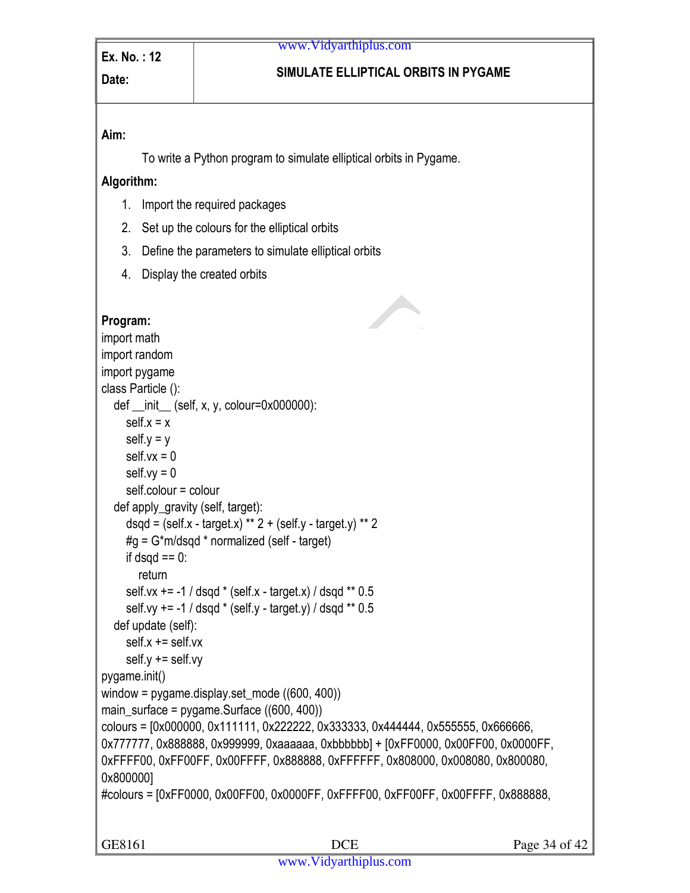| Ex. No. : 12 | SIMULATE ELLIPTICAL ORBITS IN PYGAME |
|---|---|
| Date: | |

**Aim:**

To write a Python program to simulate elliptical orbits in Pygame.

**Algorithm:**

1. Import the required packages
2. Set up the colours for the elliptical orbits
3. Define the parameters to simulate elliptical orbits
4. Display the created orbits

**Program:**

```
import math
import random
import pygame
class Particle ():
    def __init__ (self, x, y, colour=0x000000):
        self.x = x
        self.y = y
        self.vx = 0
        self.vy = 0
        self.colour = colour
    def apply_gravity (self, target):
        dsqd = (self.x - target.x) ** 2 + (self.y - target.y) ** 2
        #g = G*m/dsqd * normalized (self - target)
        if dsqd == 0:
            return
        self.vx += -1 / dsqd * (self.x - target.x) / dsqd ** 0.5
        self.vy += -1 / dsqd * (self.y - target.y) / dsqd ** 0.5
    def update (self):
        self.x += self.vx
        self.y += self.vy
pygame.init()
window = pygame.display.set_mode ((600, 400))
main_surface = pygame.Surface ((600, 400))
colours = [0x000000, 0x111111, 0x222222, 0x333333, 0x444444, 0x555555, 0x666666,
0x777777, 0x888888, 0x999999, 0xaaaaaa, 0xbbbbbb] + [0xFF0000, 0x00FF00, 0x0000FF,
0xFFFF00, 0xFF00FF, 0x00FFFF, 0x888888, 0xFFFFFF, 0x808000, 0x008080, 0x800080,
0x800000]
#colours = [0xFF0000, 0x00FF00, 0x0000FF, 0xFFFF00, 0xFF00FF, 0x00FFFF, 0x888888,
```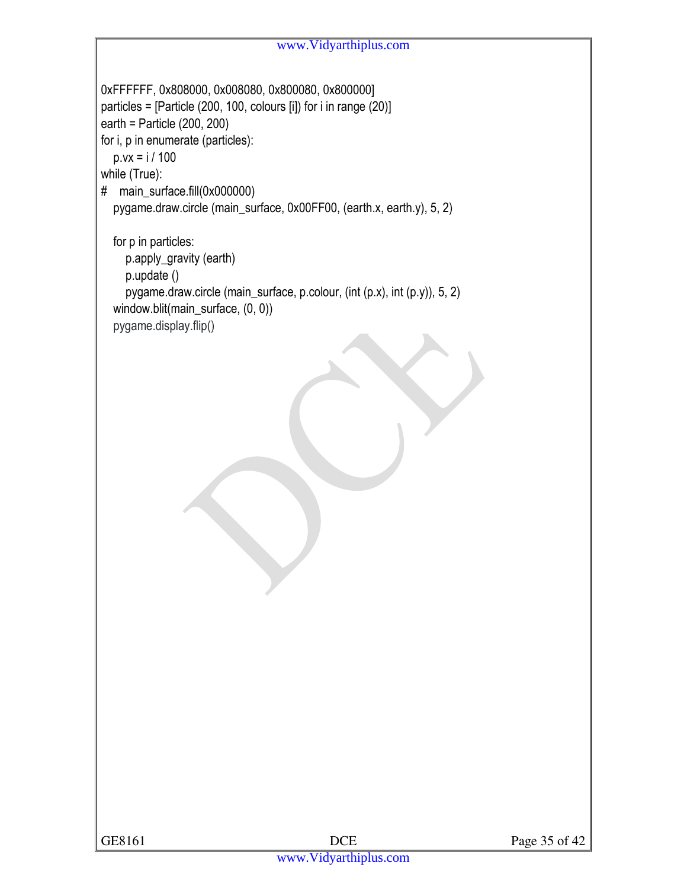```
0xFFFFFF, 0x808000, 0x008080, 0x800080, 0x800000]
particles = [Particle (200, 100, colours [i]) for i in range (20)]
earth = Particle (200, 200)
for i, p in enumerate (particles):
    p.vx = i / 100
while (True):
#    main_surface.fill(0x000000)
    pygame.draw.circle (main_surface, 0x00FF00, (earth.x, earth.y), 5, 2)

    for p in particles:
        p.apply_gravity (earth)
        p.update ()
        pygame.draw.circle (main_surface, p.colour, (int (p.x), int (p.y)), 5, 2)
    window.blit(main_surface, (0, 0))
    pygame.display.flip()
```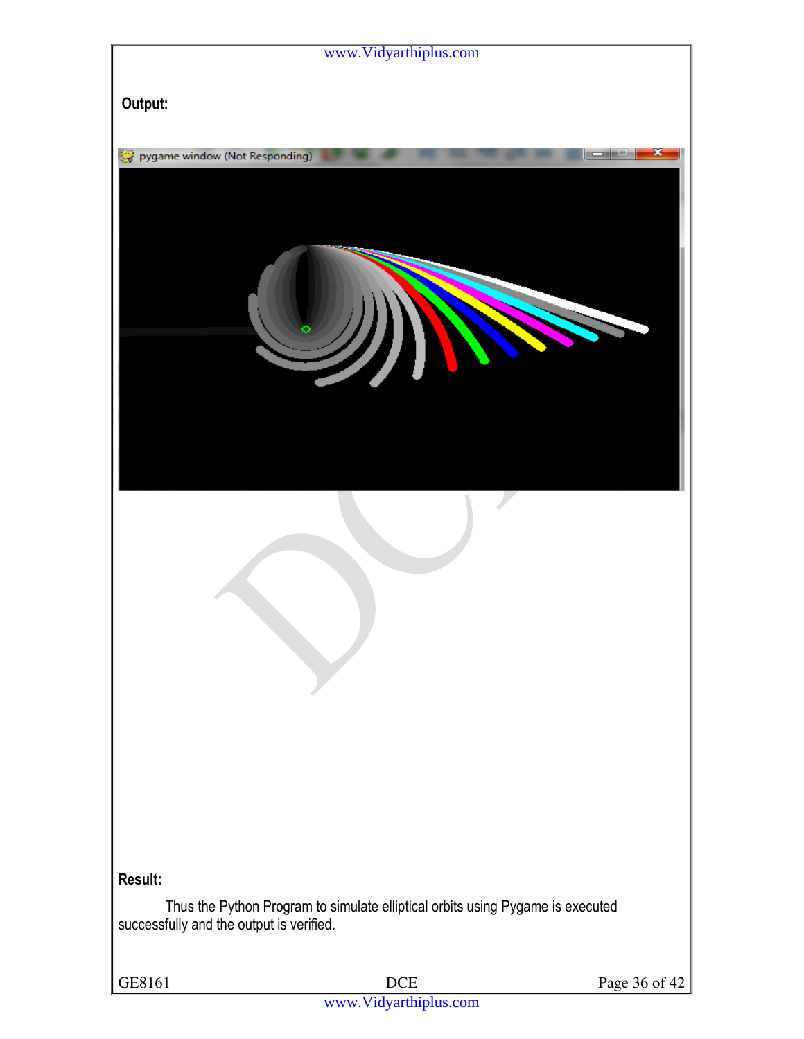**Output:**

**Result:**

Thus the Python Program to simulate elliptical orbits using Pygame is executed successfully and the output is verified.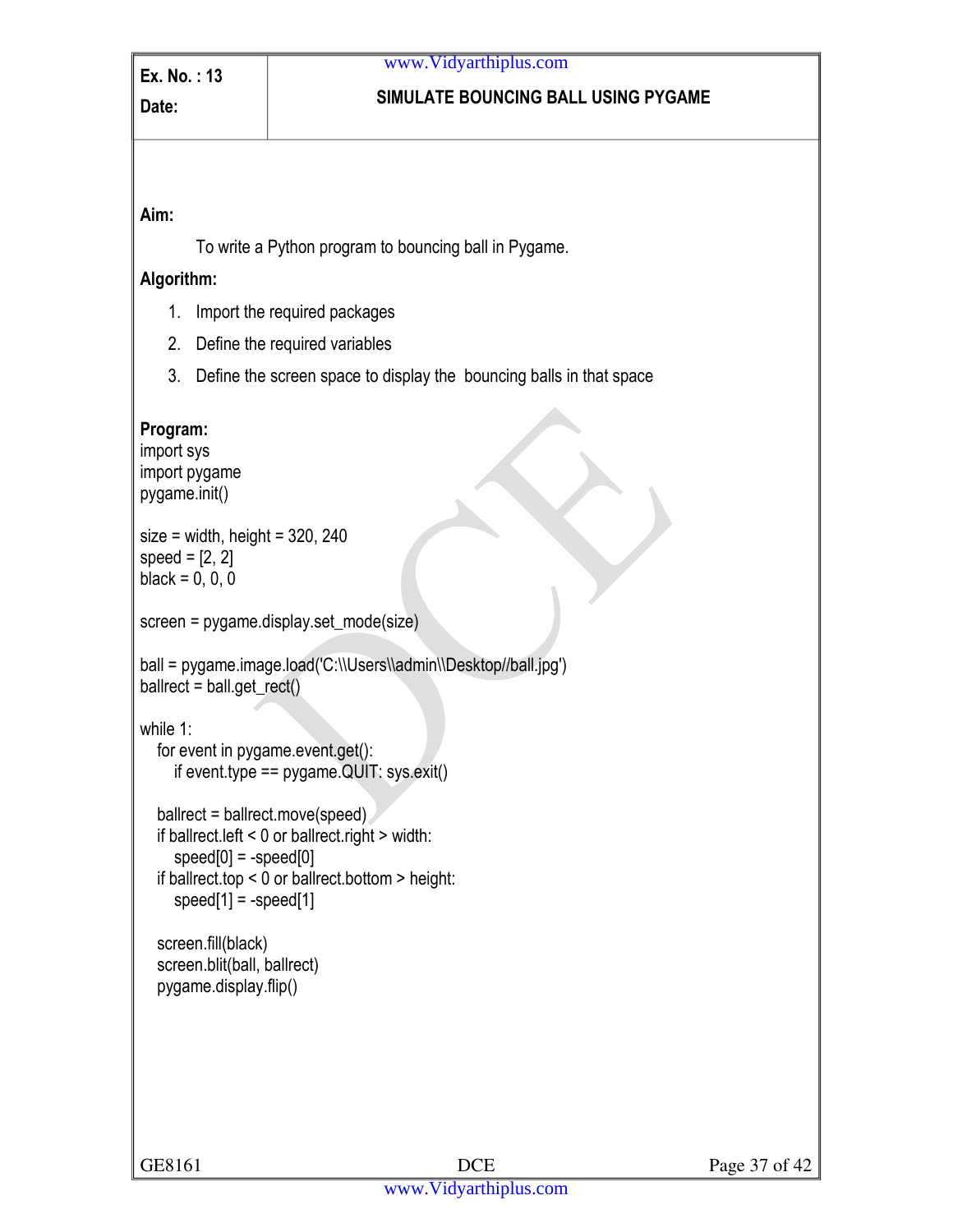| Ex. No. : 13<br>Date: | SIMULATE BOUNCING BALL USING PYGAME |
|---|---|

**Aim:**

To write a Python program to bouncing ball in Pygame.

**Algorithm:**

1. Import the required packages
2. Define the required variables
3. Define the screen space to display the bouncing balls in that space

**Program:**

```
import sys
import pygame
pygame.init()

size = width, height = 320, 240
speed = [2, 2]
black = 0, 0, 0

screen = pygame.display.set_mode(size)

ball = pygame.image.load('C:\\Users\\admin\\Desktop//ball.jpg')
ballrect = ball.get_rect()

while 1:
   for event in pygame.event.get():
      if event.type == pygame.QUIT: sys.exit()

   ballrect = ballrect.move(speed)
   if ballrect.left < 0 or ballrect.right > width:
      speed[0] = -speed[0]
   if ballrect.top < 0 or ballrect.bottom > height:
      speed[1] = -speed[1]

   screen.fill(black)
   screen.blit(ball, ballrect)
   pygame.display.flip()
```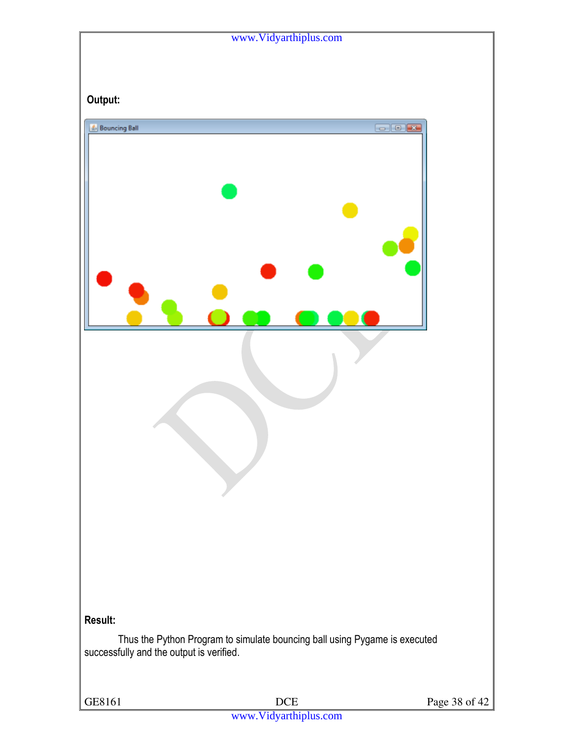**Output:**

**Result:**

Thus the Python Program to simulate bouncing ball using Pygame is executed successfully and the output is verified.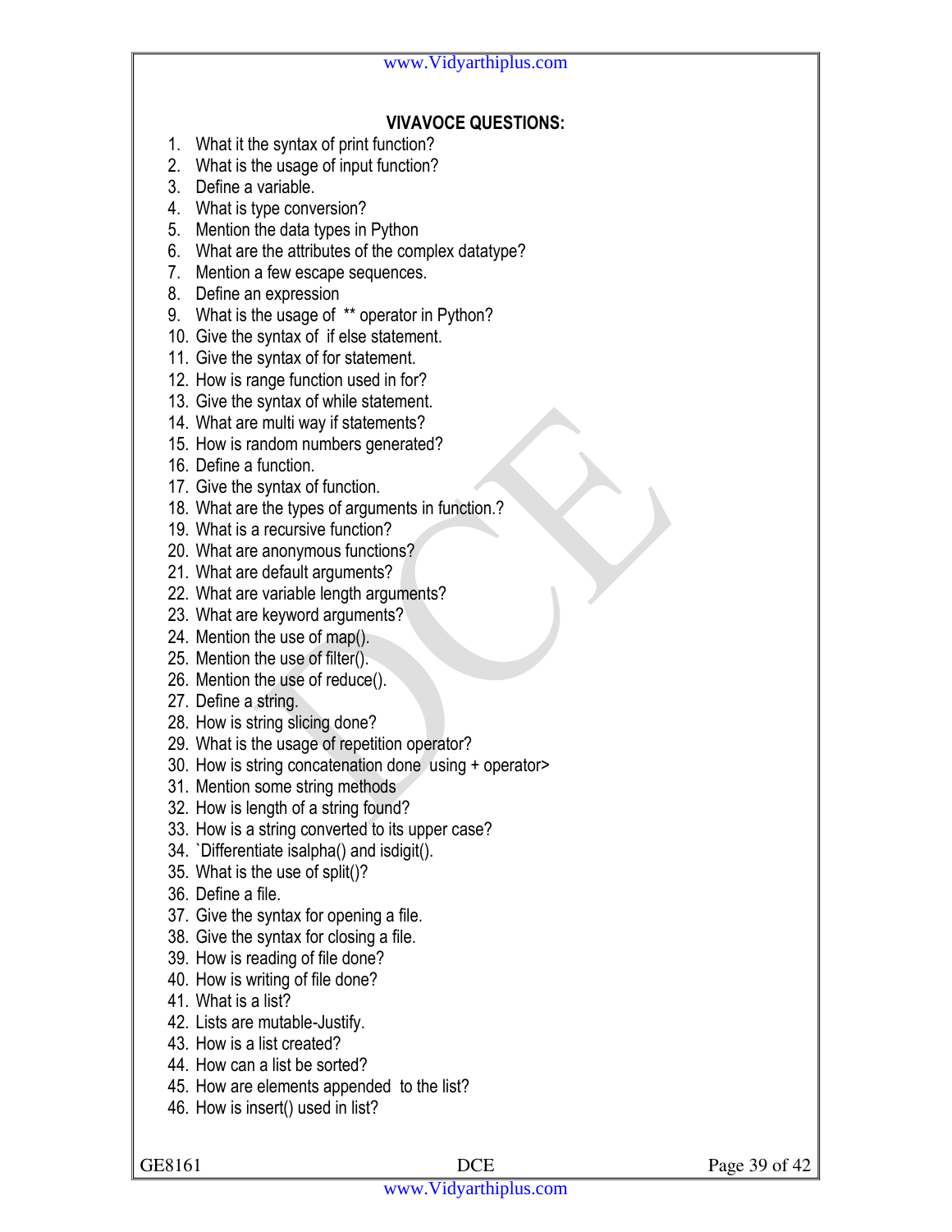## VIVAVOCE QUESTIONS:

1. What it the syntax of print function?
2. What is the usage of input function?
3. Define a variable.
4. What is type conversion?
5. Mention the data types in Python
6. What are the attributes of the complex datatype?
7. Mention a few escape sequences.
8. Define an expression
9. What is the usage of ** operator in Python?
10. Give the syntax of if else statement.
11. Give the syntax of for statement.
12. How is range function used in for?
13. Give the syntax of while statement.
14. What are multi way if statements?
15. How is random numbers generated?
16. Define a function.
17. Give the syntax of function.
18. What are the types of arguments in function.?
19. What is a recursive function?
20. What are anonymous functions?
21. What are default arguments?
22. What are variable length arguments?
23. What are keyword arguments?
24. Mention the use of map().
25. Mention the use of filter().
26. Mention the use of reduce().
27. Define a string.
28. How is string slicing done?
29. What is the usage of repetition operator?
30. How is string concatenation done using + operator>
31. Mention some string methods
32. How is length of a string found?
33. How is a string converted to its upper case?
34. `Differentiate isalpha() and isdigit().
35. What is the use of split()?
36. Define a file.
37. Give the syntax for opening a file.
38. Give the syntax for closing a file.
39. How is reading of file done?
40. How is writing of file done?
41. What is a list?
42. Lists are mutable-Justify.
43. How is a list created?
44. How can a list be sorted?
45. How are elements appended to the list?
46. How is insert() used in list?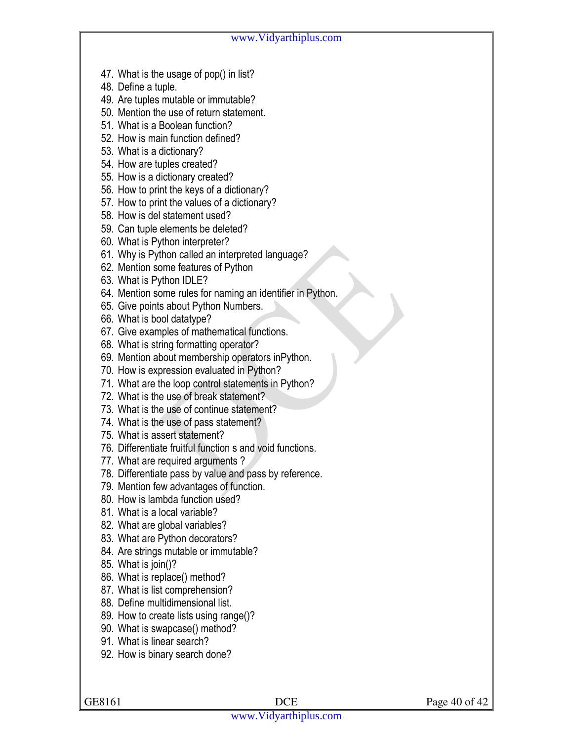47. What is the usage of pop() in list?
48. Define a tuple.
49. Are tuples mutable or immutable?
50. Mention the use of return statement.
51. What is a Boolean function?
52. How is main function defined?
53. What is a dictionary?
54. How are tuples created?
55. How is a dictionary created?
56. How to print the keys of a dictionary?
57. How to print the values of a dictionary?
58. How is del statement used?
59. Can tuple elements be deleted?
60. What is Python interpreter?
61. Why is Python called an interpreted language?
62. Mention some features of Python
63. What is Python IDLE?
64. Mention some rules for naming an identifier in Python.
65. Give points about Python Numbers.
66. What is bool datatype?
67. Give examples of mathematical functions.
68. What is string formatting operator?
69. Mention about membership operators inPython.
70. How is expression evaluated in Python?
71. What are the loop control statements in Python?
72. What is the use of break statement?
73. What is the use of continue statement?
74. What is the use of pass statement?
75. What is assert statement?
76. Differentiate fruitful function s and void functions.
77. What are required arguments ?
78. Differentiate pass by value and pass by reference.
79. Mention few advantages of function.
80. How is lambda function used?
81. What is a local variable?
82. What are global variables?
83. What are Python decorators?
84. Are strings mutable or immutable?
85. What is join()?
86. What is replace() method?
87. What is list comprehension?
88. Define multidimensional list.
89. How to create lists using range()?
90. What is swapcase() method?
91. What is linear search?
92. How is binary search done?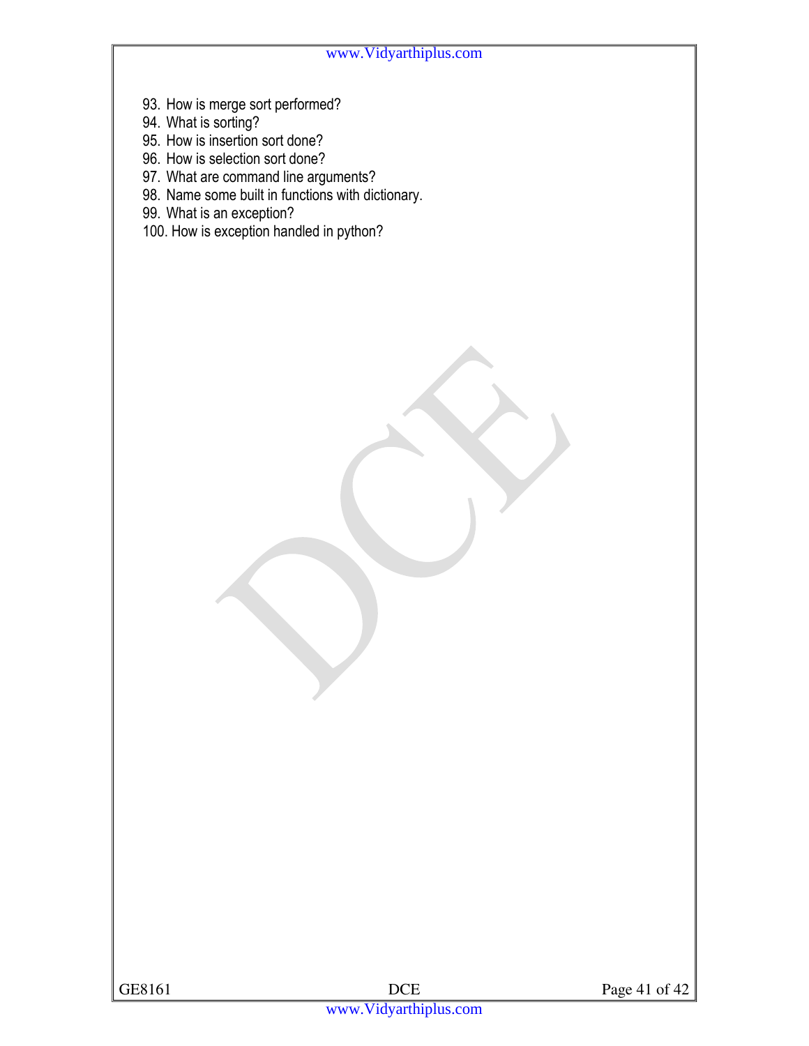93. How is merge sort performed?
94. What is sorting?
95. How is insertion sort done?
96. How is selection sort done?
97. What are command line arguments?
98. Name some built in functions with dictionary.
99. What is an exception?
100. How is exception handled in python?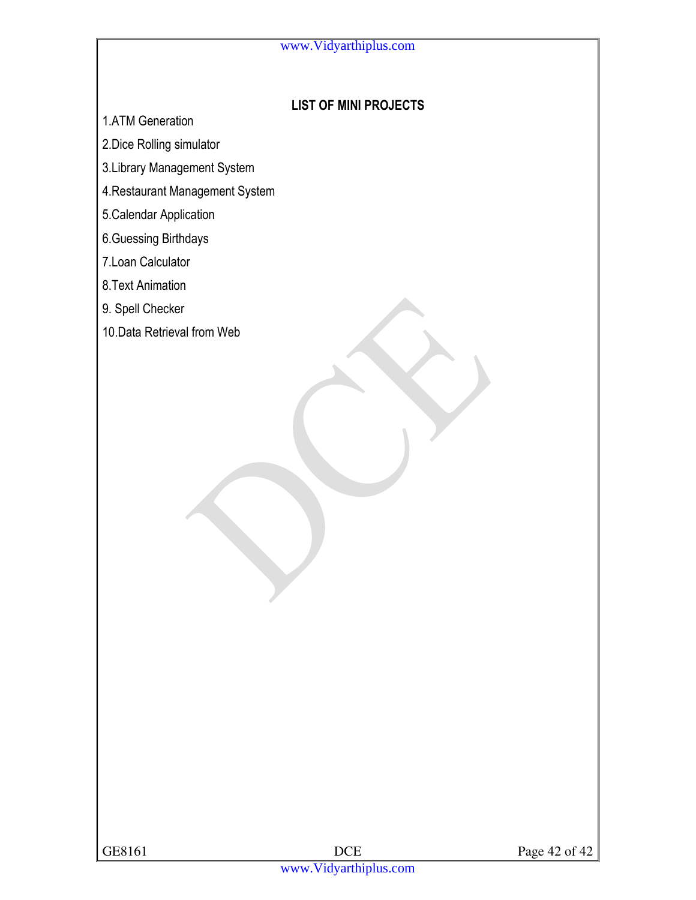## LIST OF MINI PROJECTS

1.ATM Generation

2.Dice Rolling simulator

3.Library Management System

4.Restaurant Management System

5.Calendar Application

6.Guessing Birthdays

7.Loan Calculator

8.Text Animation

9. Spell Checker

10.Data Retrieval from Web